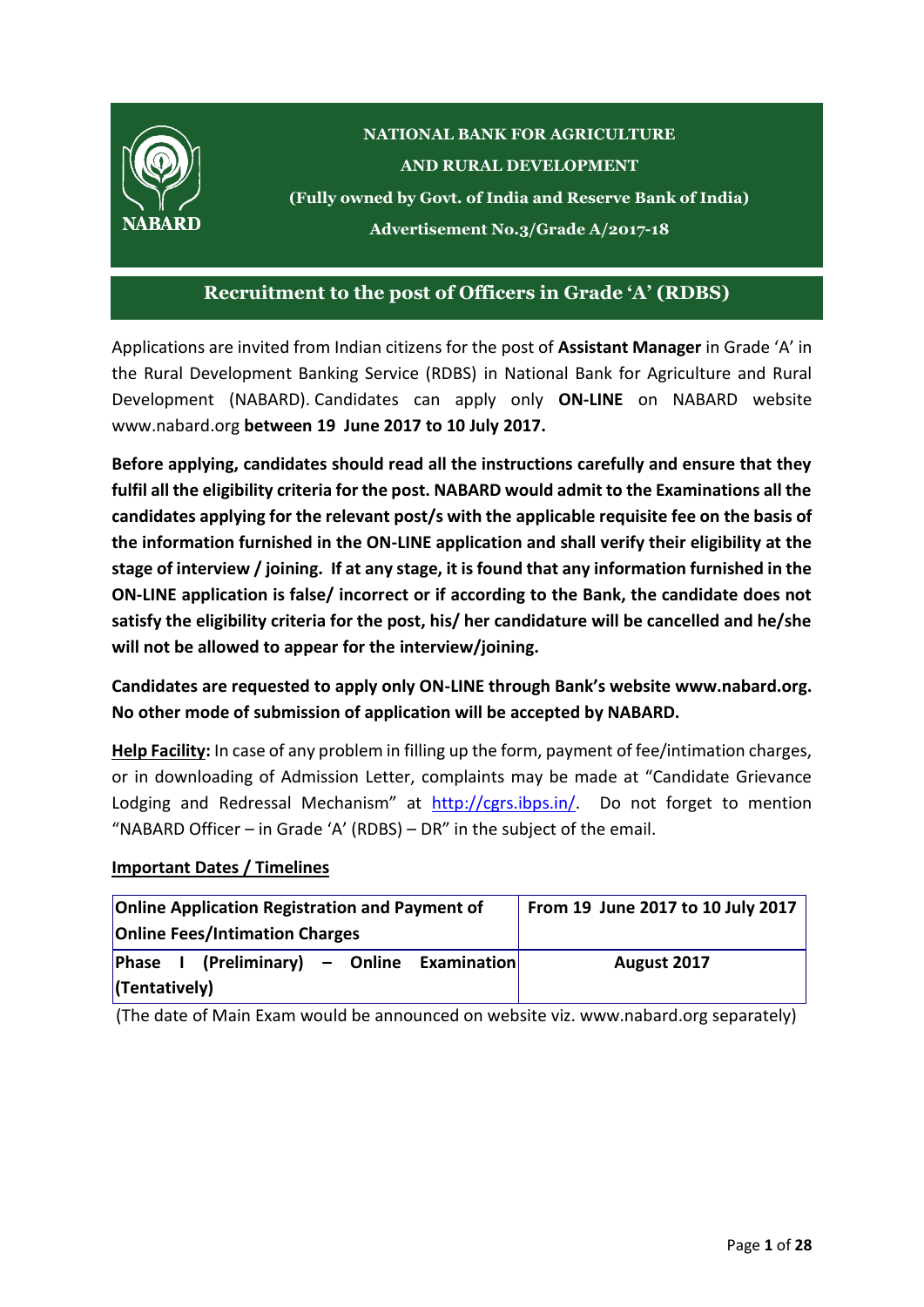# NATIONAL BANK FOR AGRICULTURE AND RURAL DEVELOPMENT

**(Fully owned by Govt. of India and Reserve Bank of India)**

**Advertisement No.3/Grade A/2017-18**

## Recruitment to the post of Officers in Grade 'A' (RDBS)

Applications are invited from Indian citizens for the post of **Assistant Manager** in Grade 'A' in the Rural Development Banking Service (RDBS) in National Bank for Agriculture and Rural Development (NABARD). Candidates can apply only **ON-LINE** on NABARD website www.nabard.org **between 19 June 2017 to 10 July 2017.**

**Before applying, candidates should read all the instructions carefully and ensure that they fulfil all the eligibility criteria for the post. NABARD would admit to the Examinations all the candidates applying for the relevant post/s with the applicable requisite fee on the basis of the information furnished in the ON-LINE application and shall verify their eligibility at the stage of interview / joining. If at any stage, it is found that any information furnished in the ON-LINE application is false/ incorrect or if according to the Bank, the candidate does not satisfy the eligibility criteria for the post, his/ her candidature will be cancelled and he/she will not be allowed to appear for the interview/joining.**

**Candidates are requested to apply only ON-LINE through Bank's website www.nabard.org. No other mode of submission of application will be accepted by NABARD.**

**Help Facility:** In case of any problem in filling up the form, payment of fee/intimation charges, or in downloading of Admission Letter, complaints may be made at "Candidate Grievance Lodging and Redressal Mechanism" at http://cgrs.ibps.in/. Do not forget to mention "NABARD Officer – in Grade 'A' (RDBS) – DR" in the subject of the email.

**Important Dates / Timelines**

| Online Application Registration and Payment of Online Fees/Intimation Charges | From 19 June 2017 to 10 July 2017 |
|---|---|
| Phase I (Preliminary) – Online Examination (Tentatively) | August 2017 |

(The date of Main Exam would be announced on website viz. www.nabard.org separately)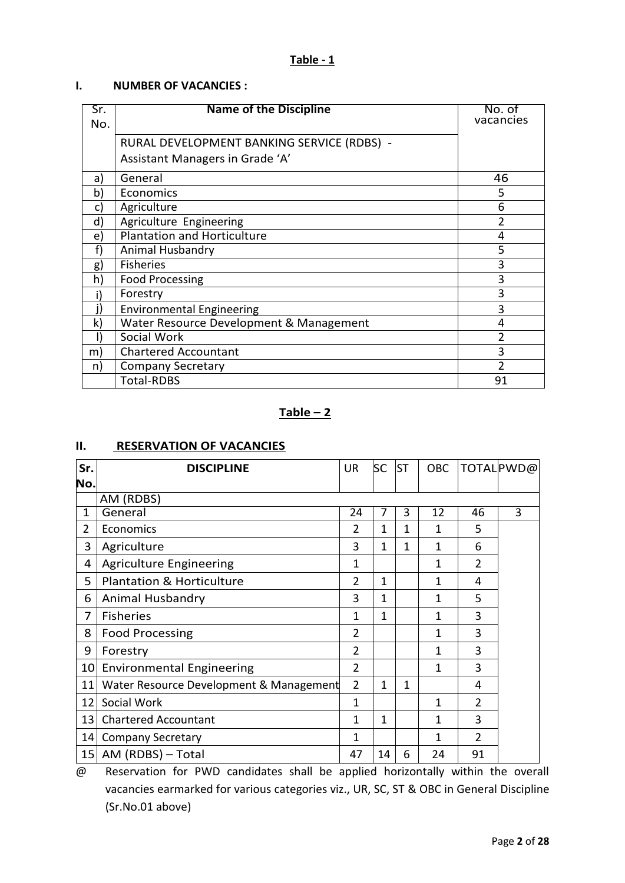**Table - 1**

**I. NUMBER OF VACANCIES :**

| Sr. No. | Name of the Discipline | No. of vacancies |
|---|---|---|
| | RURAL DEVELOPMENT BANKING SERVICE (RDBS) - Assistant Managers in Grade 'A' | |
| a) | General | 46 |
| b) | Economics | 5 |
| c) | Agriculture | 6 |
| d) | Agriculture Engineering | 2 |
| e) | Plantation and Horticulture | 4 |
| f) | Animal Husbandry | 5 |
| g) | Fisheries | 3 |
| h) | Food Processing | 3 |
| i) | Forestry | 3 |
| j) | Environmental Engineering | 3 |
| k) | Water Resource Development & Management | 4 |
| l) | Social Work | 2 |
| m) | Chartered Accountant | 3 |
| n) | Company Secretary | 2 |
| | Total-RDBS | 91 |

**Table – 2**

**II. RESERVATION OF VACANCIES**

| Sr. No. | DISCIPLINE | UR | SC | ST | OBC | TOTAL | PWD@ |
|---|---|---|---|---|---|---|---|
| | AM (RDBS) | | | | | | |
| 1 | General | 24 | 7 | 3 | 12 | 46 | 3 |
| 2 | Economics | 2 | 1 | 1 | 1 | 5 | |
| 3 | Agriculture | 3 | 1 | 1 | 1 | 6 | |
| 4 | Agriculture Engineering | 1 | | | 1 | 2 | |
| 5 | Plantation & Horticulture | 2 | 1 | | 1 | 4 | |
| 6 | Animal Husbandry | 3 | 1 | | 1 | 5 | |
| 7 | Fisheries | 1 | 1 | | 1 | 3 | |
| 8 | Food Processing | 2 | | | 1 | 3 | |
| 9 | Forestry | 2 | | | 1 | 3 | |
| 10 | Environmental Engineering | 2 | | | 1 | 3 | |
| 11 | Water Resource Development & Management | 2 | 1 | 1 | | 4 | |
| 12 | Social Work | 1 | | | 1 | 2 | |
| 13 | Chartered Accountant | 1 | 1 | | 1 | 3 | |
| 14 | Company Secretary | 1 | | | 1 | 2 | |
| 15 | AM (RDBS) – Total | 47 | 14 | 6 | 24 | 91 | |

@ Reservation for PWD candidates shall be applied horizontally within the overall vacancies earmarked for various categories viz., UR, SC, ST & OBC in General Discipline (Sr.No.01 above)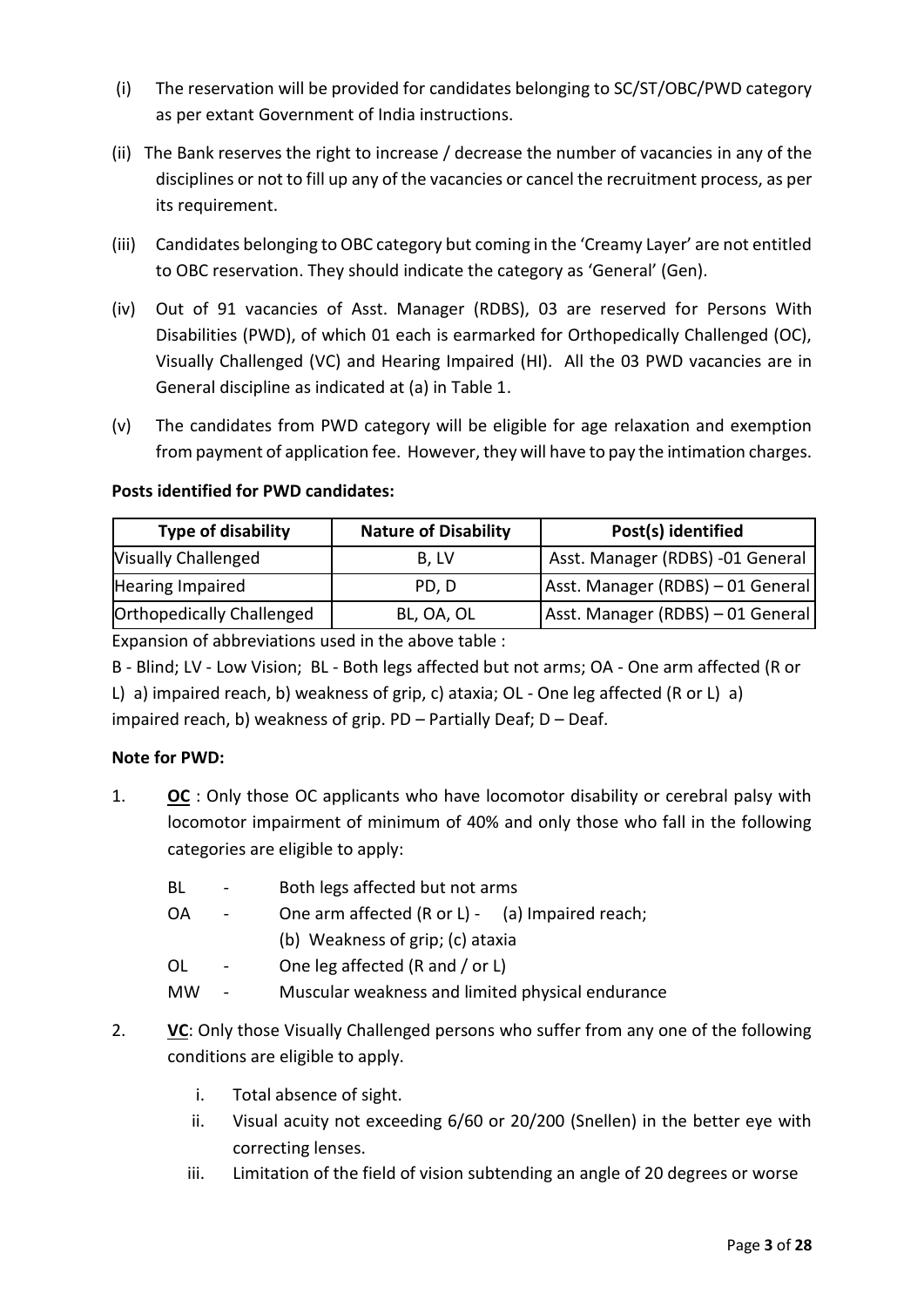(i) The reservation will be provided for candidates belonging to SC/ST/OBC/PWD category as per extant Government of India instructions.

(ii) The Bank reserves the right to increase / decrease the number of vacancies in any of the disciplines or not to fill up any of the vacancies or cancel the recruitment process, as per its requirement.

(iii) Candidates belonging to OBC category but coming in the 'Creamy Layer' are not entitled to OBC reservation. They should indicate the category as 'General' (Gen).

(iv) Out of 91 vacancies of Asst. Manager (RDBS), 03 are reserved for Persons With Disabilities (PWD), of which 01 each is earmarked for Orthopedically Challenged (OC), Visually Challenged (VC) and Hearing Impaired (HI). All the 03 PWD vacancies are in General discipline as indicated at (a) in Table 1.

(v) The candidates from PWD category will be eligible for age relaxation and exemption from payment of application fee. However, they will have to pay the intimation charges.

**Posts identified for PWD candidates:**

| Type of disability | Nature of Disability | Post(s) identified |
| --- | --- | --- |
| Visually Challenged | B, LV | Asst. Manager (RDBS) -01 General |
| Hearing Impaired | PD, D | Asst. Manager (RDBS) – 01 General |
| Orthopedically Challenged | BL, OA, OL | Asst. Manager (RDBS) – 01 General |

Expansion of abbreviations used in the above table :

B - Blind; LV - Low Vision; BL - Both legs affected but not arms; OA - One arm affected (R or L) a) impaired reach, b) weakness of grip, c) ataxia; OL - One leg affected (R or L) a) impaired reach, b) weakness of grip. PD – Partially Deaf; D – Deaf.

**Note for PWD:**

1. **<u>OC</u>** : Only those OC applicants who have locomotor disability or cerebral palsy with locomotor impairment of minimum of 40% and only those who fall in the following categories are eligible to apply:

   BL - Both legs affected but not arms

   OA - One arm affected (R or L) - (a) Impaired reach; (b) Weakness of grip; (c) ataxia

   OL - One leg affected (R and / or L)

   MW - Muscular weakness and limited physical endurance

2. **<u>VC</u>**: Only those Visually Challenged persons who suffer from any one of the following conditions are eligible to apply.

   i. Total absence of sight.

   ii. Visual acuity not exceeding 6/60 or 20/200 (Snellen) in the better eye with correcting lenses.

   iii. Limitation of the field of vision subtending an angle of 20 degrees or worse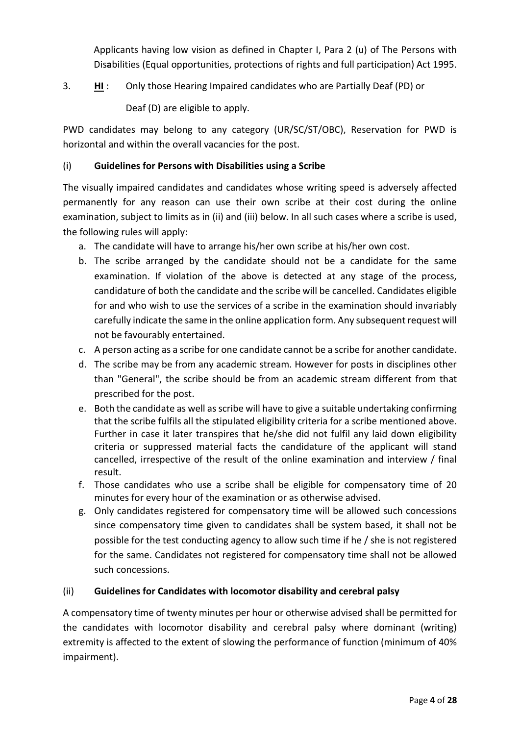Applicants having low vision as defined in Chapter I, Para 2 (u) of The Persons with Disabilities (Equal opportunities, protections of rights and full participation) Act 1995.

3. **HI** : Only those Hearing Impaired candidates who are Partially Deaf (PD) or Deaf (D) are eligible to apply.

PWD candidates may belong to any category (UR/SC/ST/OBC), Reservation for PWD is horizontal and within the overall vacancies for the post.

(i) **Guidelines for Persons with Disabilities using a Scribe**

The visually impaired candidates and candidates whose writing speed is adversely affected permanently for any reason can use their own scribe at their cost during the online examination, subject to limits as in (ii) and (iii) below. In all such cases where a scribe is used, the following rules will apply:

a. The candidate will have to arrange his/her own scribe at his/her own cost.
b. The scribe arranged by the candidate should not be a candidate for the same examination. If violation of the above is detected at any stage of the process, candidature of both the candidate and the scribe will be cancelled. Candidates eligible for and who wish to use the services of a scribe in the examination should invariably carefully indicate the same in the online application form. Any subsequent request will not be favourably entertained.
c. A person acting as a scribe for one candidate cannot be a scribe for another candidate.
d. The scribe may be from any academic stream. However for posts in disciplines other than "General", the scribe should be from an academic stream different from that prescribed for the post.
e. Both the candidate as well as scribe will have to give a suitable undertaking confirming that the scribe fulfils all the stipulated eligibility criteria for a scribe mentioned above. Further in case it later transpires that he/she did not fulfil any laid down eligibility criteria or suppressed material facts the candidature of the applicant will stand cancelled, irrespective of the result of the online examination and interview / final result.
f. Those candidates who use a scribe shall be eligible for compensatory time of 20 minutes for every hour of the examination or as otherwise advised.
g. Only candidates registered for compensatory time will be allowed such concessions since compensatory time given to candidates shall be system based, it shall not be possible for the test conducting agency to allow such time if he / she is not registered for the same. Candidates not registered for compensatory time shall not be allowed such concessions.

(ii) **Guidelines for Candidates with locomotor disability and cerebral palsy**

A compensatory time of twenty minutes per hour or otherwise advised shall be permitted for the candidates with locomotor disability and cerebral palsy where dominant (writing) extremity is affected to the extent of slowing the performance of function (minimum of 40% impairment).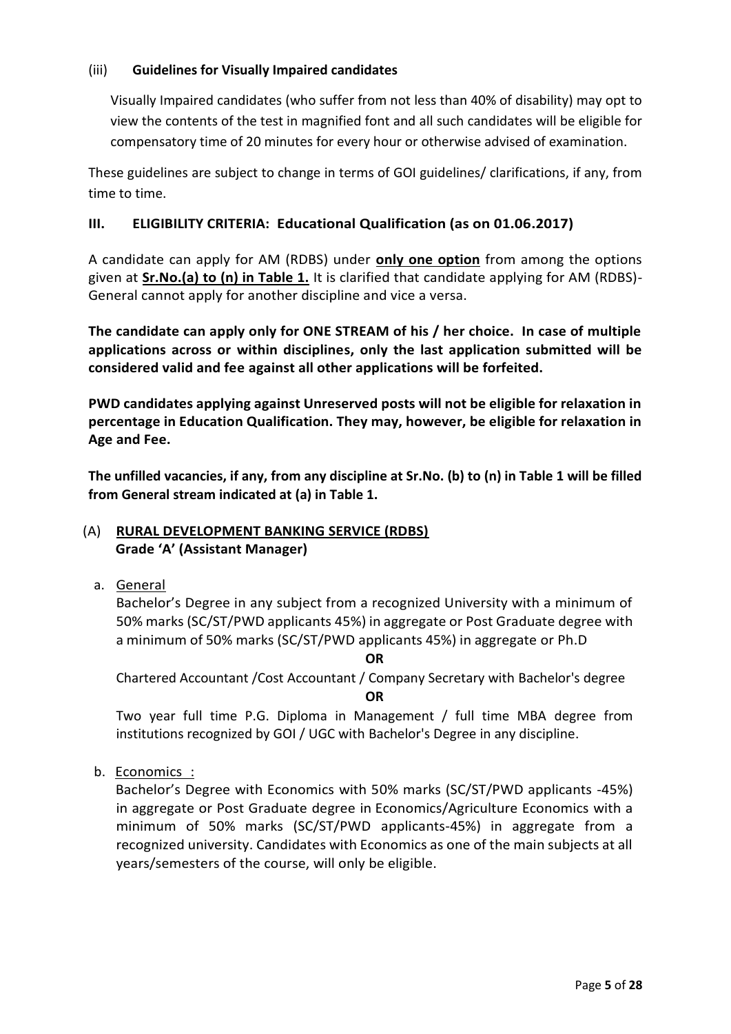(iii) **Guidelines for Visually Impaired candidates**

Visually Impaired candidates (who suffer from not less than 40% of disability) may opt to view the contents of the test in magnified font and all such candidates will be eligible for compensatory time of 20 minutes for every hour or otherwise advised of examination.

These guidelines are subject to change in terms of GOI guidelines/ clarifications, if any, from time to time.

## III. ELIGIBILITY CRITERIA: Educational Qualification (as on 01.06.2017)

A candidate can apply for AM (RDBS) under **only one option** from among the options given at **Sr.No.(a) to (n) in Table 1.** It is clarified that candidate applying for AM (RDBS)-General cannot apply for another discipline and vice a versa.

**The candidate can apply only for ONE STREAM of his / her choice. In case of multiple applications across or within disciplines, only the last application submitted will be considered valid and fee against all other applications will be forfeited.**

**PWD candidates applying against Unreserved posts will not be eligible for relaxation in percentage in Education Qualification. They may, however, be eligible for relaxation in Age and Fee.**

**The unfilled vacancies, if any, from any discipline at Sr.No. (b) to (n) in Table 1 will be filled from General stream indicated at (a) in Table 1.**

### (A) RURAL DEVELOPMENT BANKING SERVICE (RDBS) Grade 'A' (Assistant Manager)

a. General

Bachelor's Degree in any subject from a recognized University with a minimum of 50% marks (SC/ST/PWD applicants 45%) in aggregate or Post Graduate degree with a minimum of 50% marks (SC/ST/PWD applicants 45%) in aggregate or Ph.D

**OR**

Chartered Accountant /Cost Accountant / Company Secretary with Bachelor's degree

**OR**

Two year full time P.G. Diploma in Management / full time MBA degree from institutions recognized by GOI / UGC with Bachelor's Degree in any discipline.

b. Economics :

Bachelor's Degree with Economics with 50% marks (SC/ST/PWD applicants -45%) in aggregate or Post Graduate degree in Economics/Agriculture Economics with a minimum of 50% marks (SC/ST/PWD applicants-45%) in aggregate from a recognized university. Candidates with Economics as one of the main subjects at all years/semesters of the course, will only be eligible.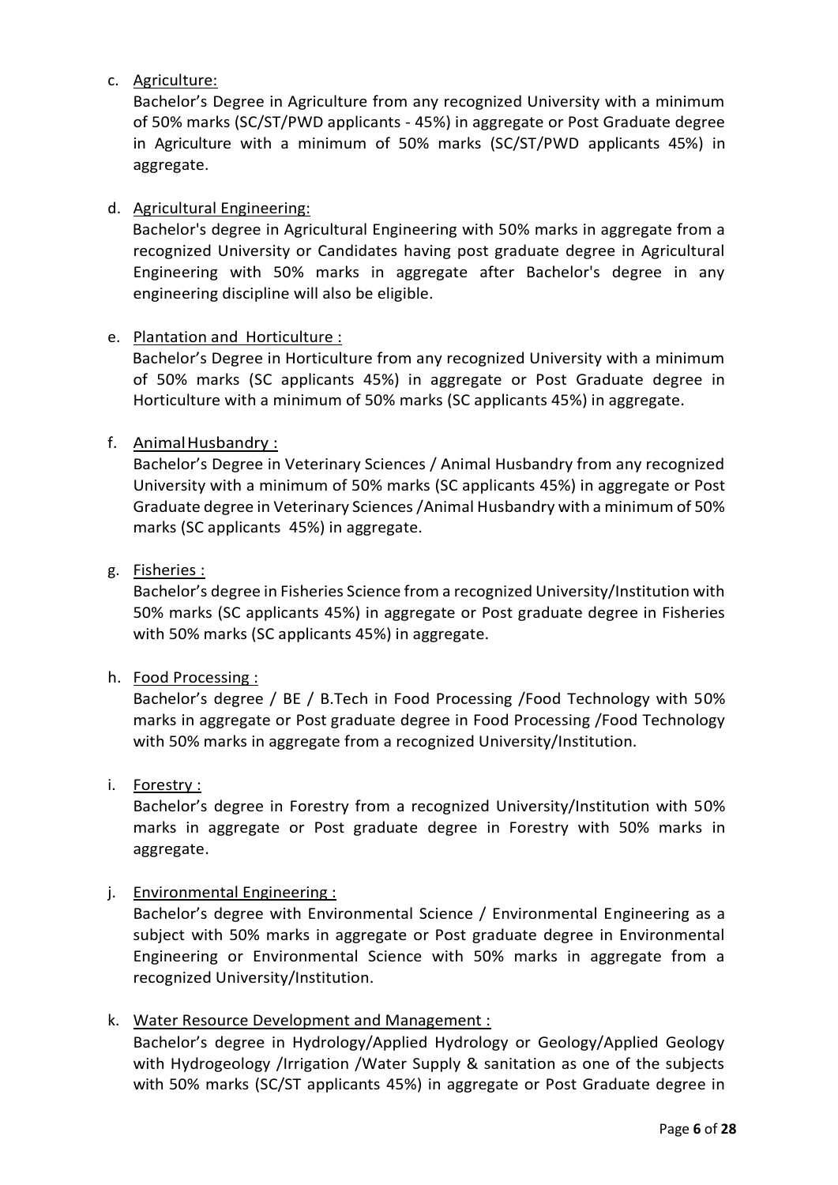c. <u>Agriculture:</u>

   Bachelor's Degree in Agriculture from any recognized University with a minimum of 50% marks (SC/ST/PWD applicants - 45%) in aggregate or Post Graduate degree in Agriculture with a minimum of 50% marks (SC/ST/PWD applicants 45%) in aggregate.

d. <u>Agricultural Engineering:</u>

   Bachelor's degree in Agricultural Engineering with 50% marks in aggregate from a recognized University or Candidates having post graduate degree in Agricultural Engineering with 50% marks in aggregate after Bachelor's degree in any engineering discipline will also be eligible.

e. <u>Plantation and Horticulture :</u>

   Bachelor's Degree in Horticulture from any recognized University with a minimum of 50% marks (SC applicants 45%) in aggregate or Post Graduate degree in Horticulture with a minimum of 50% marks (SC applicants 45%) in aggregate.

f. <u>Animal Husbandry :</u>

   Bachelor's Degree in Veterinary Sciences / Animal Husbandry from any recognized University with a minimum of 50% marks (SC applicants 45%) in aggregate or Post Graduate degree in Veterinary Sciences /Animal Husbandry with a minimum of 50% marks (SC applicants 45%) in aggregate.

g. <u>Fisheries :</u>

   Bachelor's degree in Fisheries Science from a recognized University/Institution with 50% marks (SC applicants 45%) in aggregate or Post graduate degree in Fisheries with 50% marks (SC applicants 45%) in aggregate.

h. <u>Food Processing :</u>

   Bachelor's degree / BE / B.Tech in Food Processing /Food Technology with 50% marks in aggregate or Post graduate degree in Food Processing /Food Technology with 50% marks in aggregate from a recognized University/Institution.

i. <u>Forestry :</u>

   Bachelor's degree in Forestry from a recognized University/Institution with 50% marks in aggregate or Post graduate degree in Forestry with 50% marks in aggregate.

j. <u>Environmental Engineering :</u>

   Bachelor's degree with Environmental Science / Environmental Engineering as a subject with 50% marks in aggregate or Post graduate degree in Environmental Engineering or Environmental Science with 50% marks in aggregate from a recognized University/Institution.

k. <u>Water Resource Development and Management :</u>

   Bachelor's degree in Hydrology/Applied Hydrology or Geology/Applied Geology with Hydrogeology /Irrigation /Water Supply & sanitation as one of the subjects with 50% marks (SC/ST applicants 45%) in aggregate or Post Graduate degree in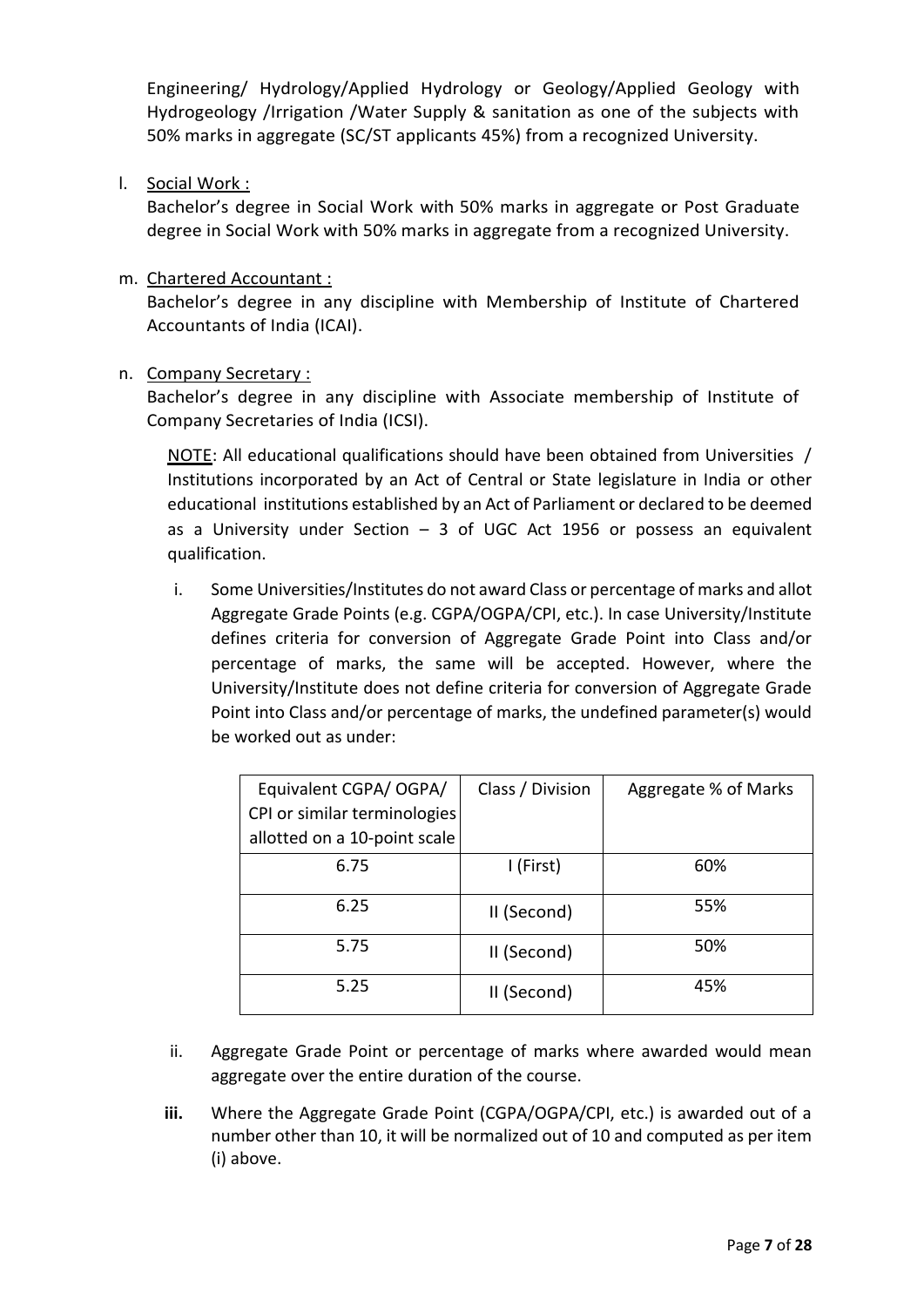Engineering/ Hydrology/Applied Hydrology or Geology/Applied Geology with Hydrogeology /Irrigation /Water Supply & sanitation as one of the subjects with 50% marks in aggregate (SC/ST applicants 45%) from a recognized University.

l. Social Work :

Bachelor's degree in Social Work with 50% marks in aggregate or Post Graduate degree in Social Work with 50% marks in aggregate from a recognized University.

m. Chartered Accountant :

Bachelor's degree in any discipline with Membership of Institute of Chartered Accountants of India (ICAI).

n. Company Secretary :

Bachelor's degree in any discipline with Associate membership of Institute of Company Secretaries of India (ICSI).

NOTE: All educational qualifications should have been obtained from Universities / Institutions incorporated by an Act of Central or State legislature in India or other educational institutions established by an Act of Parliament or declared to be deemed as a University under Section – 3 of UGC Act 1956 or possess an equivalent qualification.

i. Some Universities/Institutes do not award Class or percentage of marks and allot Aggregate Grade Points (e.g. CGPA/OGPA/CPI, etc.). In case University/Institute defines criteria for conversion of Aggregate Grade Point into Class and/or percentage of marks, the same will be accepted. However, where the University/Institute does not define criteria for conversion of Aggregate Grade Point into Class and/or percentage of marks, the undefined parameter(s) would be worked out as under:

| Equivalent CGPA/ OGPA/ CPI or similar terminologies allotted on a 10-point scale | Class / Division | Aggregate % of Marks |
| --- | --- | --- |
| 6.75 | I (First) | 60% |
| 6.25 | II (Second) | 55% |
| 5.75 | II (Second) | 50% |
| 5.25 | II (Second) | 45% |

ii. Aggregate Grade Point or percentage of marks where awarded would mean aggregate over the entire duration of the course.

**iii.** Where the Aggregate Grade Point (CGPA/OGPA/CPI, etc.) is awarded out of a number other than 10, it will be normalized out of 10 and computed as per item (i) above.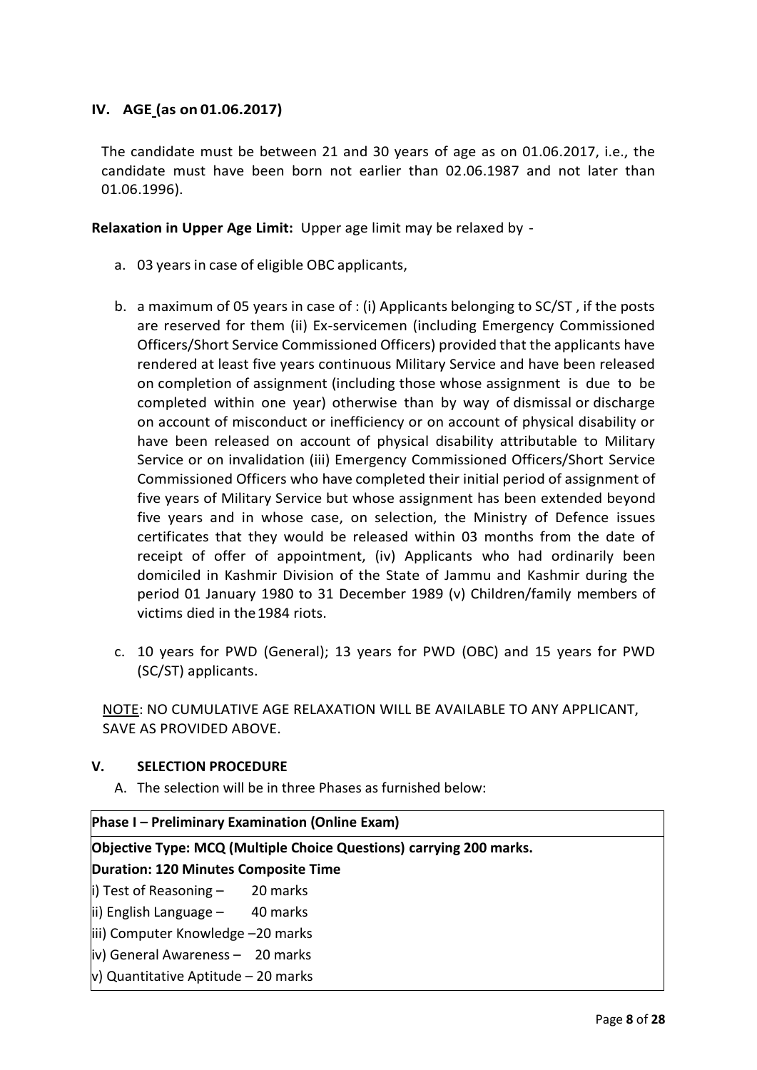## IV. AGE (as on 01.06.2017)

The candidate must be between 21 and 30 years of age as on 01.06.2017, i.e., the candidate must have been born not earlier than 02.06.1987 and not later than 01.06.1996).

**Relaxation in Upper Age Limit:** Upper age limit may be relaxed by -

a. 03 years in case of eligible OBC applicants,

b. a maximum of 05 years in case of : (i) Applicants belonging to SC/ST , if the posts are reserved for them (ii) Ex-servicemen (including Emergency Commissioned Officers/Short Service Commissioned Officers) provided that the applicants have rendered at least five years continuous Military Service and have been released on completion of assignment (including those whose assignment is due to be completed within one year) otherwise than by way of dismissal or discharge on account of misconduct or inefficiency or on account of physical disability or have been released on account of physical disability attributable to Military Service or on invalidation (iii) Emergency Commissioned Officers/Short Service Commissioned Officers who have completed their initial period of assignment of five years of Military Service but whose assignment has been extended beyond five years and in whose case, on selection, the Ministry of Defence issues certificates that they would be released within 03 months from the date of receipt of offer of appointment, (iv) Applicants who had ordinarily been domiciled in Kashmir Division of the State of Jammu and Kashmir during the period 01 January 1980 to 31 December 1989 (v) Children/family members of victims died in the 1984 riots.

c. 10 years for PWD (General); 13 years for PWD (OBC) and 15 years for PWD (SC/ST) applicants.

NOTE: NO CUMULATIVE AGE RELAXATION WILL BE AVAILABLE TO ANY APPLICANT, SAVE AS PROVIDED ABOVE.

## V. SELECTION PROCEDURE

A. The selection will be in three Phases as furnished below:

| **Phase I – Preliminary Examination (Online Exam)** |
|---|
| **Objective Type: MCQ (Multiple Choice Questions) carrying 200 marks.**<br>**Duration: 120 Minutes Composite Time**<br>i) Test of Reasoning – 20 marks<br>ii) English Language – 40 marks<br>iii) Computer Knowledge –20 marks<br>iv) General Awareness – 20 marks<br>v) Quantitative Aptitude – 20 marks |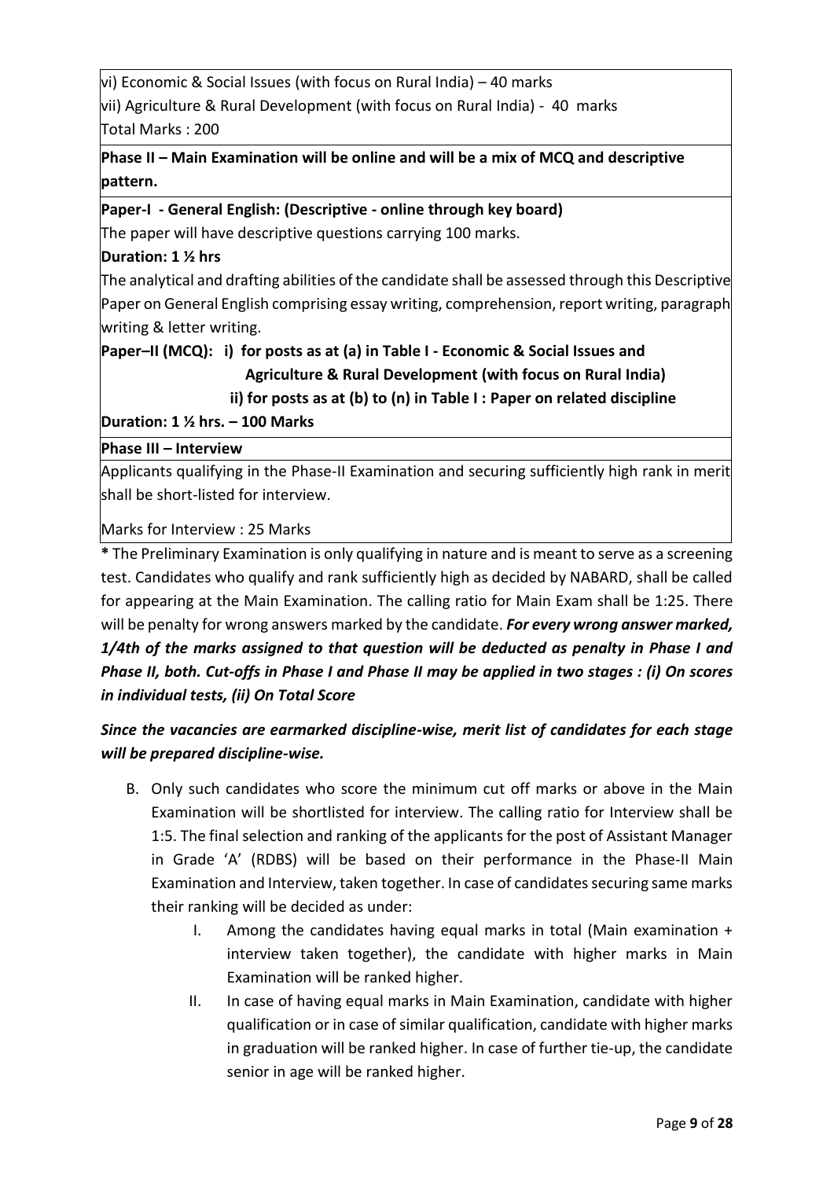vi) Economic & Social Issues (with focus on Rural India) – 40 marks
vii) Agriculture & Rural Development (with focus on Rural India) - 40 marks
Total Marks : 200

**Phase II – Main Examination will be online and will be a mix of MCQ and descriptive pattern.**

**Paper-I - General English: (Descriptive - online through key board)**

The paper will have descriptive questions carrying 100 marks.

**Duration: 1 ½ hrs**

The analytical and drafting abilities of the candidate shall be assessed through this Descriptive Paper on General English comprising essay writing, comprehension, report writing, paragraph writing & letter writing.

**Paper–II (MCQ): i) for posts as at (a) in Table I - Economic & Social Issues and Agriculture & Rural Development (with focus on Rural India)**

**ii) for posts as at (b) to (n) in Table I : Paper on related discipline**

**Duration: 1 ½ hrs. – 100 Marks**

**Phase III – Interview**

Applicants qualifying in the Phase-II Examination and securing sufficiently high rank in merit shall be short-listed for interview.

Marks for Interview : 25 Marks

**\*** The Preliminary Examination is only qualifying in nature and is meant to serve as a screening test. Candidates who qualify and rank sufficiently high as decided by NABARD, shall be called for appearing at the Main Examination. The calling ratio for Main Exam shall be 1:25. There will be penalty for wrong answers marked by the candidate. ***For every wrong answer marked, 1/4th of the marks assigned to that question will be deducted as penalty in Phase I and Phase II, both. Cut-offs in Phase I and Phase II may be applied in two stages : (i) On scores in individual tests, (ii) On Total Score***

***Since the vacancies are earmarked discipline-wise, merit list of candidates for each stage will be prepared discipline-wise.***

B. Only such candidates who score the minimum cut off marks or above in the Main Examination will be shortlisted for interview. The calling ratio for Interview shall be 1:5. The final selection and ranking of the applicants for the post of Assistant Manager in Grade 'A' (RDBS) will be based on their performance in the Phase-II Main Examination and Interview, taken together. In case of candidates securing same marks their ranking will be decided as under:

   I. Among the candidates having equal marks in total (Main examination + interview taken together), the candidate with higher marks in Main Examination will be ranked higher.

   II. In case of having equal marks in Main Examination, candidate with higher qualification or in case of similar qualification, candidate with higher marks in graduation will be ranked higher. In case of further tie-up, the candidate senior in age will be ranked higher.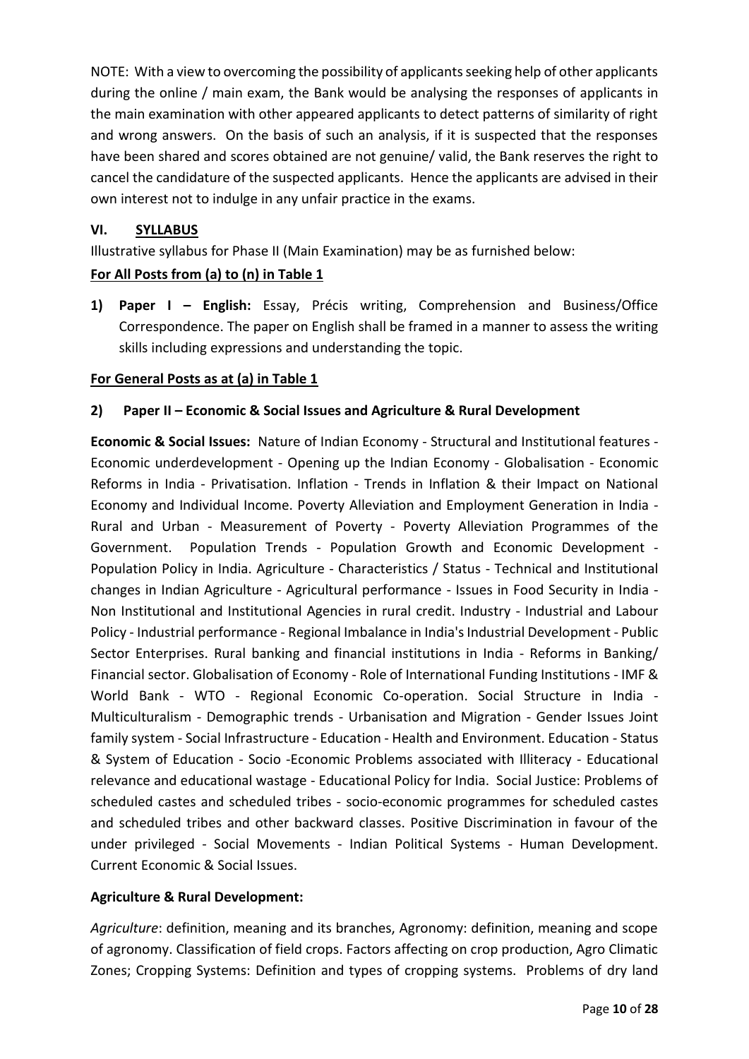NOTE: With a view to overcoming the possibility of applicants seeking help of other applicants during the online / main exam, the Bank would be analysing the responses of applicants in the main examination with other appeared applicants to detect patterns of similarity of right and wrong answers. On the basis of such an analysis, if it is suspected that the responses have been shared and scores obtained are not genuine/ valid, the Bank reserves the right to cancel the candidature of the suspected applicants. Hence the applicants are advised in their own interest not to indulge in any unfair practice in the exams.

## VI. SYLLABUS

Illustrative syllabus for Phase II (Main Examination) may be as furnished below:

**For All Posts from (a) to (n) in Table 1**

1) **Paper I – English:** Essay, Précis writing, Comprehension and Business/Office Correspondence. The paper on English shall be framed in a manner to assess the writing skills including expressions and understanding the topic.

**For General Posts as at (a) in Table 1**

2) **Paper II – Economic & Social Issues and Agriculture & Rural Development**

**Economic & Social Issues:** Nature of Indian Economy - Structural and Institutional features - Economic underdevelopment - Opening up the Indian Economy - Globalisation - Economic Reforms in India - Privatisation. Inflation - Trends in Inflation & their Impact on National Economy and Individual Income. Poverty Alleviation and Employment Generation in India - Rural and Urban - Measurement of Poverty - Poverty Alleviation Programmes of the Government. Population Trends - Population Growth and Economic Development - Population Policy in India. Agriculture - Characteristics / Status - Technical and Institutional changes in Indian Agriculture - Agricultural performance - Issues in Food Security in India - Non Institutional and Institutional Agencies in rural credit. Industry - Industrial and Labour Policy - Industrial performance - Regional Imbalance in India's Industrial Development - Public Sector Enterprises. Rural banking and financial institutions in India - Reforms in Banking/ Financial sector. Globalisation of Economy - Role of International Funding Institutions - IMF & World Bank - WTO - Regional Economic Co-operation. Social Structure in India - Multiculturalism - Demographic trends - Urbanisation and Migration - Gender Issues Joint family system - Social Infrastructure - Education - Health and Environment. Education - Status & System of Education - Socio -Economic Problems associated with Illiteracy - Educational relevance and educational wastage - Educational Policy for India. Social Justice: Problems of scheduled castes and scheduled tribes - socio-economic programmes for scheduled castes and scheduled tribes and other backward classes. Positive Discrimination in favour of the under privileged - Social Movements - Indian Political Systems - Human Development. Current Economic & Social Issues.

**Agriculture & Rural Development:**

*Agriculture*: definition, meaning and its branches, Agronomy: definition, meaning and scope of agronomy. Classification of field crops. Factors affecting on crop production, Agro Climatic Zones; Cropping Systems: Definition and types of cropping systems. Problems of dry land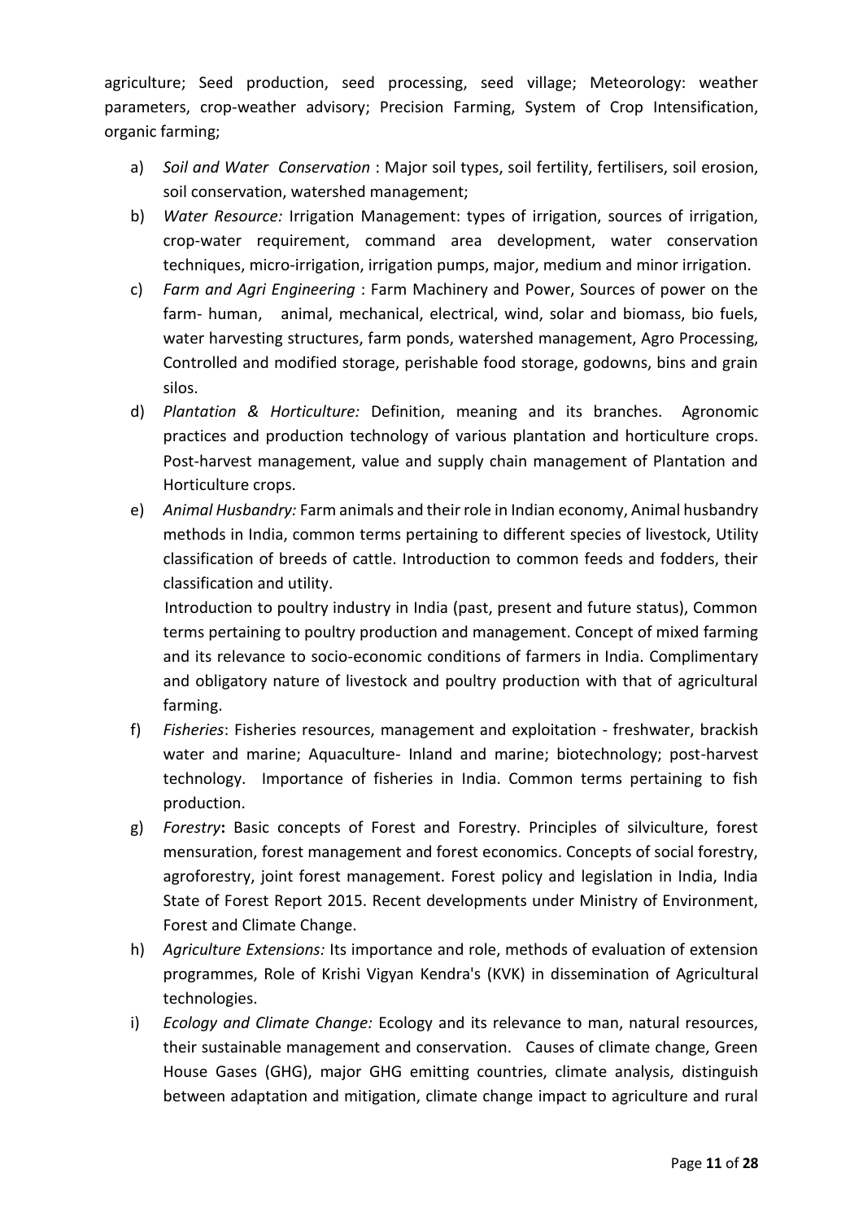agriculture; Seed production, seed processing, seed village; Meteorology: weather parameters, crop-weather advisory; Precision Farming, System of Crop Intensification, organic farming;

a) *Soil and Water Conservation* : Major soil types, soil fertility, fertilisers, soil erosion, soil conservation, watershed management;

b) *Water Resource:* Irrigation Management: types of irrigation, sources of irrigation, crop-water requirement, command area development, water conservation techniques, micro-irrigation, irrigation pumps, major, medium and minor irrigation.

c) *Farm and Agri Engineering* : Farm Machinery and Power, Sources of power on the farm- human, animal, mechanical, electrical, wind, solar and biomass, bio fuels, water harvesting structures, farm ponds, watershed management, Agro Processing, Controlled and modified storage, perishable food storage, godowns, bins and grain silos.

d) *Plantation & Horticulture:* Definition, meaning and its branches. Agronomic practices and production technology of various plantation and horticulture crops. Post-harvest management, value and supply chain management of Plantation and Horticulture crops.

e) *Animal Husbandry:* Farm animals and their role in Indian economy, Animal husbandry methods in India, common terms pertaining to different species of livestock, Utility classification of breeds of cattle. Introduction to common feeds and fodders, their classification and utility.

   Introduction to poultry industry in India (past, present and future status), Common terms pertaining to poultry production and management. Concept of mixed farming and its relevance to socio-economic conditions of farmers in India. Complimentary and obligatory nature of livestock and poultry production with that of agricultural farming.

f) *Fisheries*: Fisheries resources, management and exploitation - freshwater, brackish water and marine; Aquaculture- Inland and marine; biotechnology; post-harvest technology. Importance of fisheries in India. Common terms pertaining to fish production.

g) *Forestry*: Basic concepts of Forest and Forestry. Principles of silviculture, forest mensuration, forest management and forest economics. Concepts of social forestry, agroforestry, joint forest management. Forest policy and legislation in India, India State of Forest Report 2015. Recent developments under Ministry of Environment, Forest and Climate Change.

h) *Agriculture Extensions:* Its importance and role, methods of evaluation of extension programmes, Role of Krishi Vigyan Kendra's (KVK) in dissemination of Agricultural technologies.

i) *Ecology and Climate Change:* Ecology and its relevance to man, natural resources, their sustainable management and conservation. Causes of climate change, Green House Gases (GHG), major GHG emitting countries, climate analysis, distinguish between adaptation and mitigation, climate change impact to agriculture and rural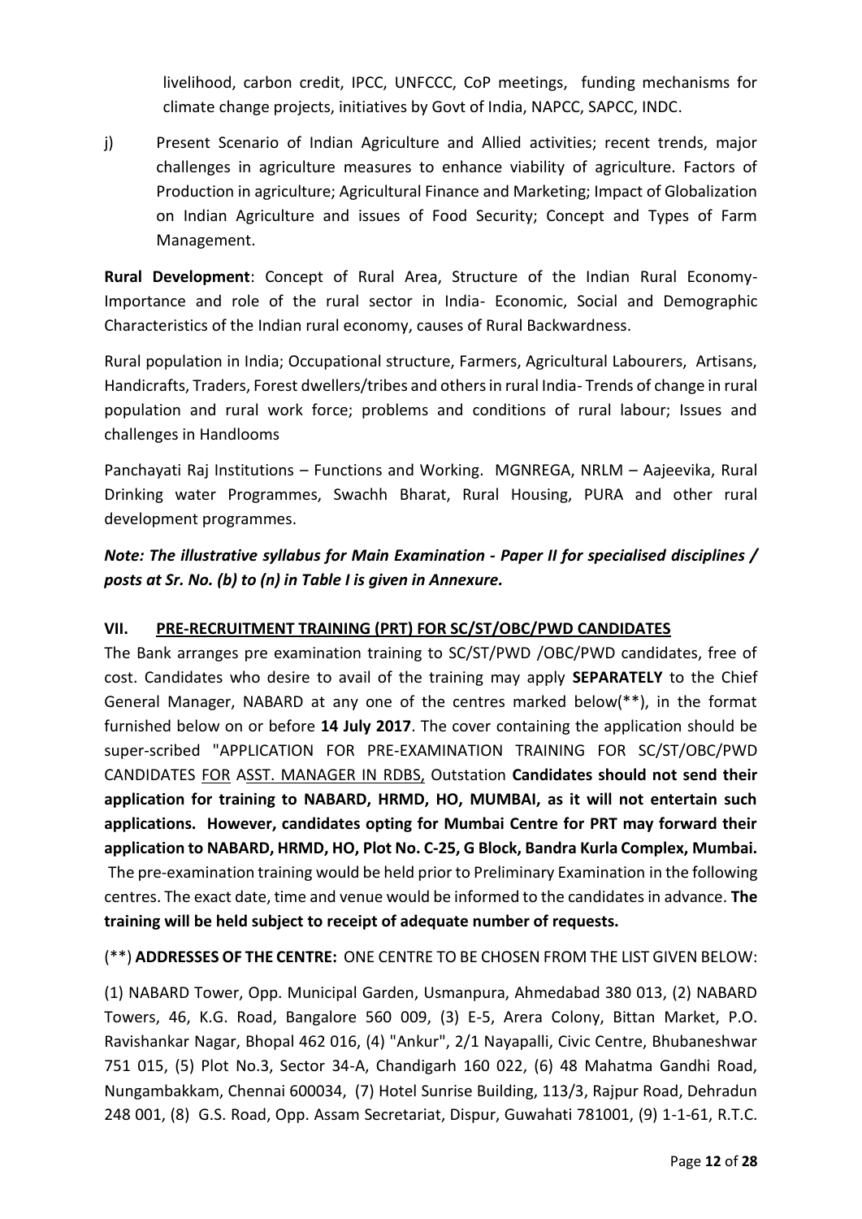livelihood, carbon credit, IPCC, UNFCCC, CoP meetings, funding mechanisms for climate change projects, initiatives by Govt of India, NAPCC, SAPCC, INDC.

j) Present Scenario of Indian Agriculture and Allied activities; recent trends, major challenges in agriculture measures to enhance viability of agriculture. Factors of Production in agriculture; Agricultural Finance and Marketing; Impact of Globalization on Indian Agriculture and issues of Food Security; Concept and Types of Farm Management.

**Rural Development**: Concept of Rural Area, Structure of the Indian Rural Economy- Importance and role of the rural sector in India- Economic, Social and Demographic Characteristics of the Indian rural economy, causes of Rural Backwardness.

Rural population in India; Occupational structure, Farmers, Agricultural Labourers, Artisans, Handicrafts, Traders, Forest dwellers/tribes and others in rural India- Trends of change in rural population and rural work force; problems and conditions of rural labour; Issues and challenges in Handlooms

Panchayati Raj Institutions – Functions and Working. MGNREGA, NRLM – Aajeevika, Rural Drinking water Programmes, Swachh Bharat, Rural Housing, PURA and other rural development programmes.

***Note: The illustrative syllabus for Main Examination - Paper II for specialised disciplines / posts at Sr. No. (b) to (n) in Table I is given in Annexure.***

## VII. PRE-RECRUITMENT TRAINING (PRT) FOR SC/ST/OBC/PWD CANDIDATES

The Bank arranges pre examination training to SC/ST/PWD /OBC/PWD candidates, free of cost. Candidates who desire to avail of the training may apply **SEPARATELY** to the Chief General Manager, NABARD at any one of the centres marked below(**), in the format furnished below on or before **14 July 2017**. The cover containing the application should be super-scribed "APPLICATION FOR PRE-EXAMINATION TRAINING FOR SC/ST/OBC/PWD CANDIDATES FOR ASST. MANAGER IN RDBS, Outstation **Candidates should not send their application for training to NABARD, HRMD, HO, MUMBAI, as it will not entertain such applications. However, candidates opting for Mumbai Centre for PRT may forward their application to NABARD, HRMD, HO, Plot No. C-25, G Block, Bandra Kurla Complex, Mumbai.** The pre-examination training would be held prior to Preliminary Examination in the following centres. The exact date, time and venue would be informed to the candidates in advance. **The training will be held subject to receipt of adequate number of requests.**

(**) **ADDRESSES OF THE CENTRE:** ONE CENTRE TO BE CHOSEN FROM THE LIST GIVEN BELOW:

(1) NABARD Tower, Opp. Municipal Garden, Usmanpura, Ahmedabad 380 013, (2) NABARD Towers, 46, K.G. Road, Bangalore 560 009, (3) E-5, Arera Colony, Bittan Market, P.O. Ravishankar Nagar, Bhopal 462 016, (4) "Ankur", 2/1 Nayapalli, Civic Centre, Bhubaneshwar 751 015, (5) Plot No.3, Sector 34-A, Chandigarh 160 022, (6) 48 Mahatma Gandhi Road, Nungambakkam, Chennai 600034, (7) Hotel Sunrise Building, 113/3, Rajpur Road, Dehradun 248 001, (8) G.S. Road, Opp. Assam Secretariat, Dispur, Guwahati 781001, (9) 1-1-61, R.T.C.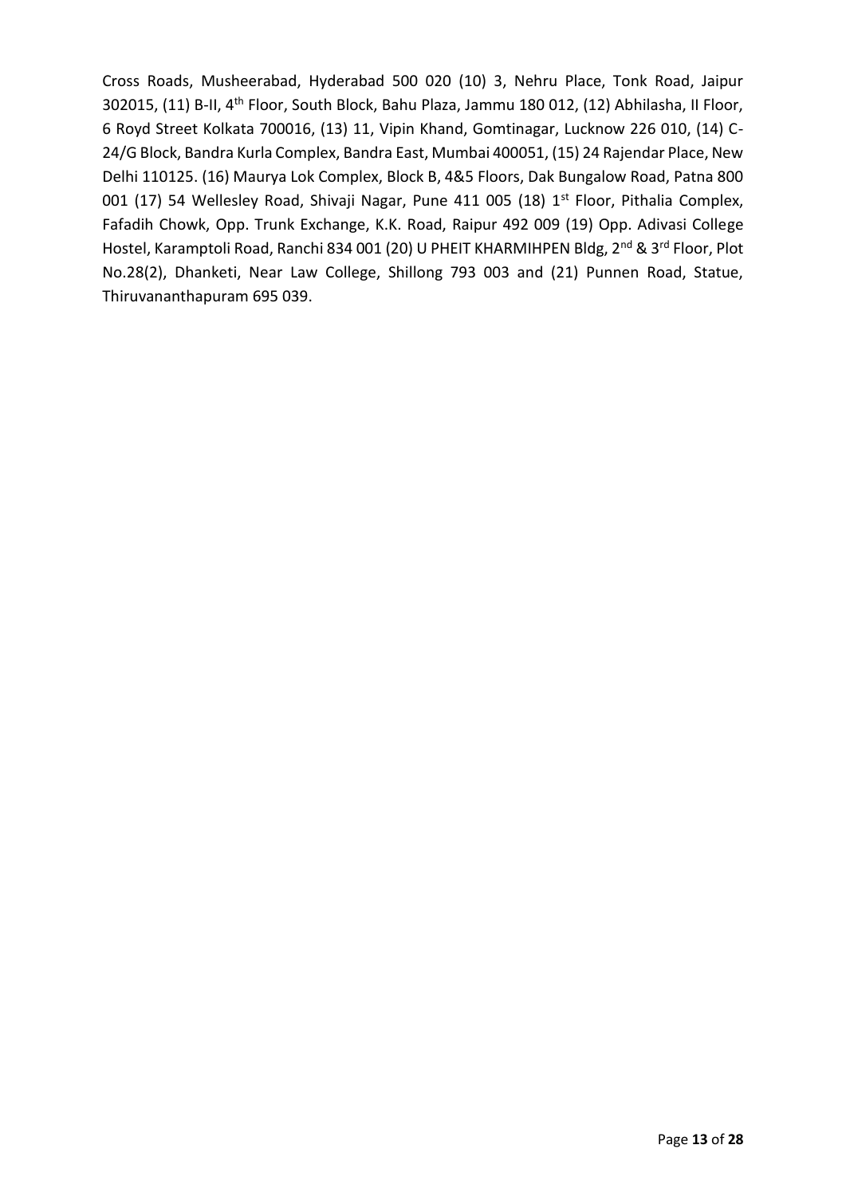Cross Roads, Musheerabad, Hyderabad 500 020 (10) 3, Nehru Place, Tonk Road, Jaipur 302015, (11) B-II, 4th Floor, South Block, Bahu Plaza, Jammu 180 012, (12) Abhilasha, II Floor, 6 Royd Street Kolkata 700016, (13) 11, Vipin Khand, Gomtinagar, Lucknow 226 010, (14) C-24/G Block, Bandra Kurla Complex, Bandra East, Mumbai 400051, (15) 24 Rajendar Place, New Delhi 110125. (16) Maurya Lok Complex, Block B, 4&5 Floors, Dak Bungalow Road, Patna 800 001 (17) 54 Wellesley Road, Shivaji Nagar, Pune 411 005 (18) 1st Floor, Pithalia Complex, Fafadih Chowk, Opp. Trunk Exchange, K.K. Road, Raipur 492 009 (19) Opp. Adivasi College Hostel, Karamptoli Road, Ranchi 834 001 (20) U PHEIT KHARMIHPEN Bldg, 2nd & 3rd Floor, Plot No.28(2), Dhanketi, Near Law College, Shillong 793 003 and (21) Punnen Road, Statue, Thiruvananthapuram 695 039.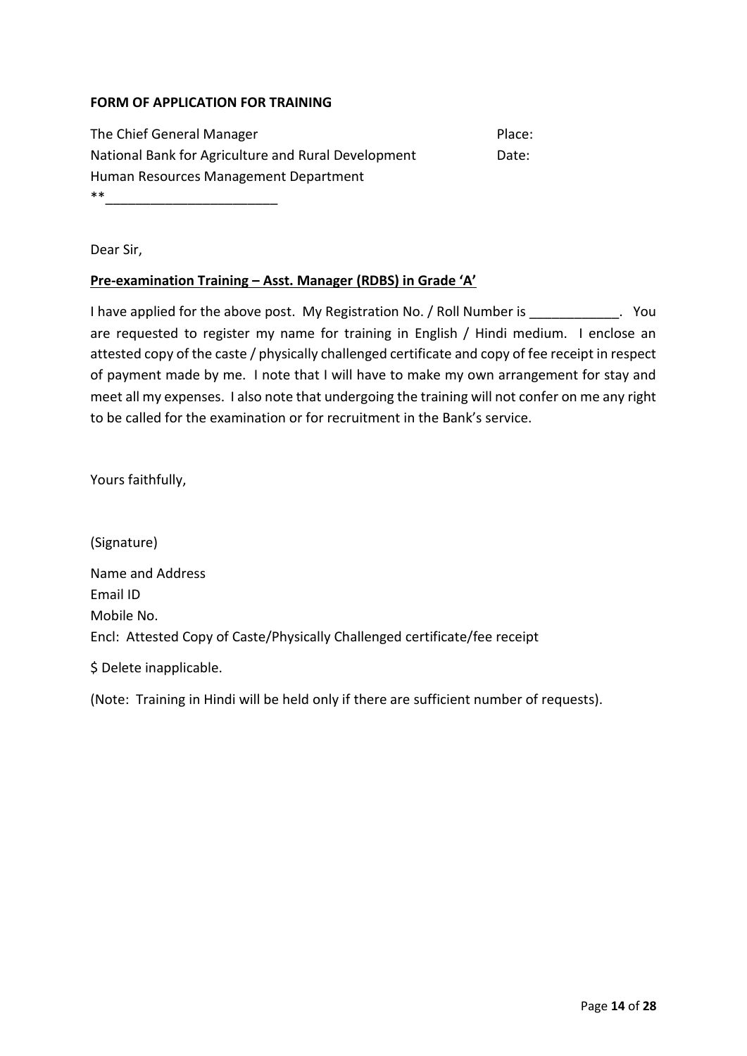**FORM OF APPLICATION FOR TRAINING**

The Chief General Manager
National Bank for Agriculture and Rural Development
Human Resources Management Department
**_______________________

Place:
Date:

Dear Sir,

**Pre-examination Training – Asst. Manager (RDBS) in Grade 'A'**

I have applied for the above post. My Registration No. / Roll Number is ____________. You are requested to register my name for training in English / Hindi medium. I enclose an attested copy of the caste / physically challenged certificate and copy of fee receipt in respect of payment made by me. I note that I will have to make my own arrangement for stay and meet all my expenses. I also note that undergoing the training will not confer on me any right to be called for the examination or for recruitment in the Bank's service.

Yours faithfully,

(Signature)

Name and Address
Email ID
Mobile No.
Encl: Attested Copy of Caste/Physically Challenged certificate/fee receipt

$ Delete inapplicable.

(Note: Training in Hindi will be held only if there are sufficient number of requests).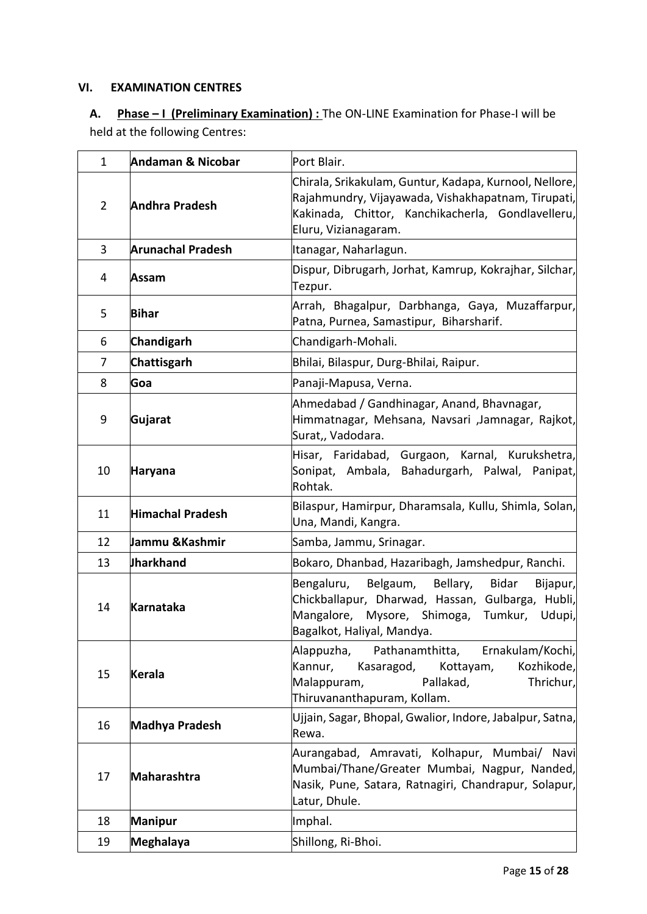## VI. EXAMINATION CENTRES

**A. Phase – I (Preliminary Examination) :** The ON-LINE Examination for Phase-I will be held at the following Centres:

| | | |
|---|---|---|
| 1 | **Andaman & Nicobar** | Port Blair. |
| 2 | **Andhra Pradesh** | Chirala, Srikakulam, Guntur, Kadapa, Kurnool, Nellore, Rajahmundry, Vijayawada, Vishakhapatnam, Tirupati, Kakinada, Chittor, Kanchikacherla, Gondlavelleru, Eluru, Vizianagaram. |
| 3 | **Arunachal Pradesh** | Itanagar, Naharlagun. |
| 4 | **Assam** | Dispur, Dibrugarh, Jorhat, Kamrup, Kokrajhar, Silchar, Tezpur. |
| 5 | **Bihar** | Arrah, Bhagalpur, Darbhanga, Gaya, Muzaffarpur, Patna, Purnea, Samastipur, Biharsharif. |
| 6 | **Chandigarh** | Chandigarh-Mohali. |
| 7 | **Chattisgarh** | Bhilai, Bilaspur, Durg-Bhilai, Raipur. |
| 8 | **Goa** | Panaji-Mapusa, Verna. |
| 9 | **Gujarat** | Ahmedabad / Gandhinagar, Anand, Bhavnagar, Himmatnagar, Mehsana, Navsari ,Jamnagar, Rajkot, Surat,, Vadodara. |
| 10 | **Haryana** | Hisar, Faridabad, Gurgaon, Karnal, Kurukshetra, Sonipat, Ambala, Bahadurgarh, Palwal, Panipat, Rohtak. |
| 11 | **Himachal Pradesh** | Bilaspur, Hamirpur, Dharamsala, Kullu, Shimla, Solan, Una, Mandi, Kangra. |
| 12 | **Jammu &Kashmir** | Samba, Jammu, Srinagar. |
| 13 | **Jharkhand** | Bokaro, Dhanbad, Hazaribagh, Jamshedpur, Ranchi. |
| 14 | **Karnataka** | Bengaluru, Belgaum, Bellary, Bidar Bijapur, Chickballapur, Dharwad, Hassan, Gulbarga, Hubli, Mangalore, Mysore, Shimoga, Tumkur, Udupi, Bagalkot, Haliyal, Mandya. |
| 15 | **Kerala** | Alappuzha, Pathanamthitta, Ernakulam/Kochi, Kannur, Kasaragod, Kottayam, Kozhikode, Malappuram, Pallakad, Thrichur, Thiruvananthapuram, Kollam. |
| 16 | **Madhya Pradesh** | Ujjain, Sagar, Bhopal, Gwalior, Indore, Jabalpur, Satna, Rewa. |
| 17 | **Maharashtra** | Aurangabad, Amravati, Kolhapur, Mumbai/ Navi Mumbai/Thane/Greater Mumbai, Nagpur, Nanded, Nasik, Pune, Satara, Ratnagiri, Chandrapur, Solapur, Latur, Dhule. |
| 18 | **Manipur** | Imphal. |
| 19 | **Meghalaya** | Shillong, Ri-Bhoi. |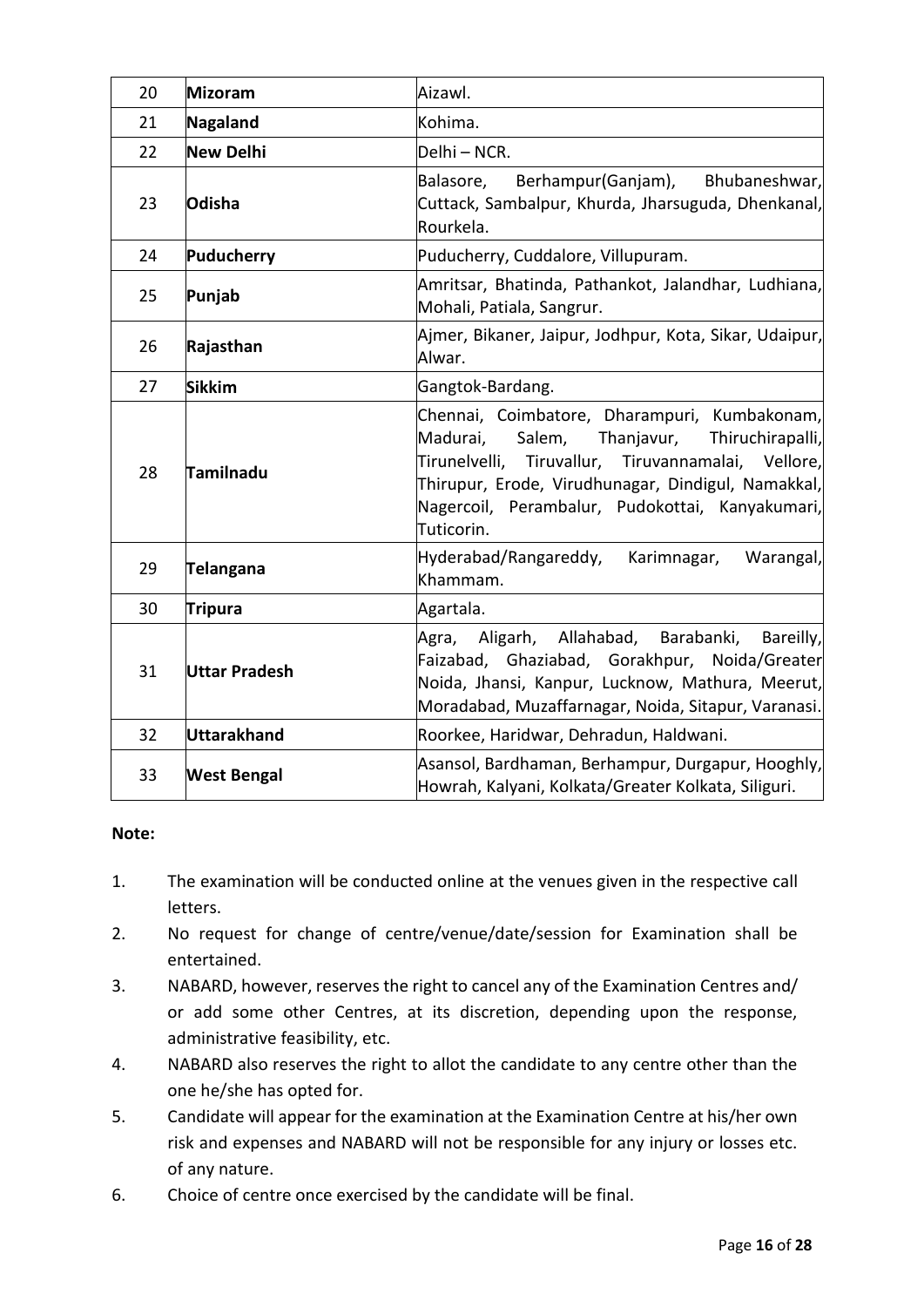| 20 | **Mizoram** | Aizawl. |
|---|---|---|
| 21 | **Nagaland** | Kohima. |
| 22 | **New Delhi** | Delhi – NCR. |
| 23 | **Odisha** | Balasore, Berhampur(Ganjam), Bhubaneshwar, Cuttack, Sambalpur, Khurda, Jharsuguda, Dhenkanal, Rourkela. |
| 24 | **Puducherry** | Puducherry, Cuddalore, Villupuram. |
| 25 | **Punjab** | Amritsar, Bhatinda, Pathankot, Jalandhar, Ludhiana, Mohali, Patiala, Sangrur. |
| 26 | **Rajasthan** | Ajmer, Bikaner, Jaipur, Jodhpur, Kota, Sikar, Udaipur, Alwar. |
| 27 | **Sikkim** | Gangtok-Bardang. |
| 28 | **Tamilnadu** | Chennai, Coimbatore, Dharampuri, Kumbakonam, Madurai, Salem, Thanjavur, Thiruchirapalli, Tirunelvelli, Tiruvallur, Tiruvannamalai, Vellore, Thirupur, Erode, Virudhunagar, Dindigul, Namakkal, Nagercoil, Perambalur, Pudokottai, Kanyakumari, Tuticorin. |
| 29 | **Telangana** | Hyderabad/Rangareddy, Karimnagar, Warangal, Khammam. |
| 30 | **Tripura** | Agartala. |
| 31 | **Uttar Pradesh** | Agra, Aligarh, Allahabad, Barabanki, Bareilly, Faizabad, Ghaziabad, Gorakhpur, Noida/Greater Noida, Jhansi, Kanpur, Lucknow, Mathura, Meerut, Moradabad, Muzaffarnagar, Noida, Sitapur, Varanasi. |
| 32 | **Uttarakhand** | Roorkee, Haridwar, Dehradun, Haldwani. |
| 33 | **West Bengal** | Asansol, Bardhaman, Berhampur, Durgapur, Hooghly, Howrah, Kalyani, Kolkata/Greater Kolkata, Siliguri. |

**Note:**

1. The examination will be conducted online at the venues given in the respective call letters.
2. No request for change of centre/venue/date/session for Examination shall be entertained.
3. NABARD, however, reserves the right to cancel any of the Examination Centres and/ or add some other Centres, at its discretion, depending upon the response, administrative feasibility, etc.
4. NABARD also reserves the right to allot the candidate to any centre other than the one he/she has opted for.
5. Candidate will appear for the examination at the Examination Centre at his/her own risk and expenses and NABARD will not be responsible for any injury or losses etc. of any nature.
6. Choice of centre once exercised by the candidate will be final.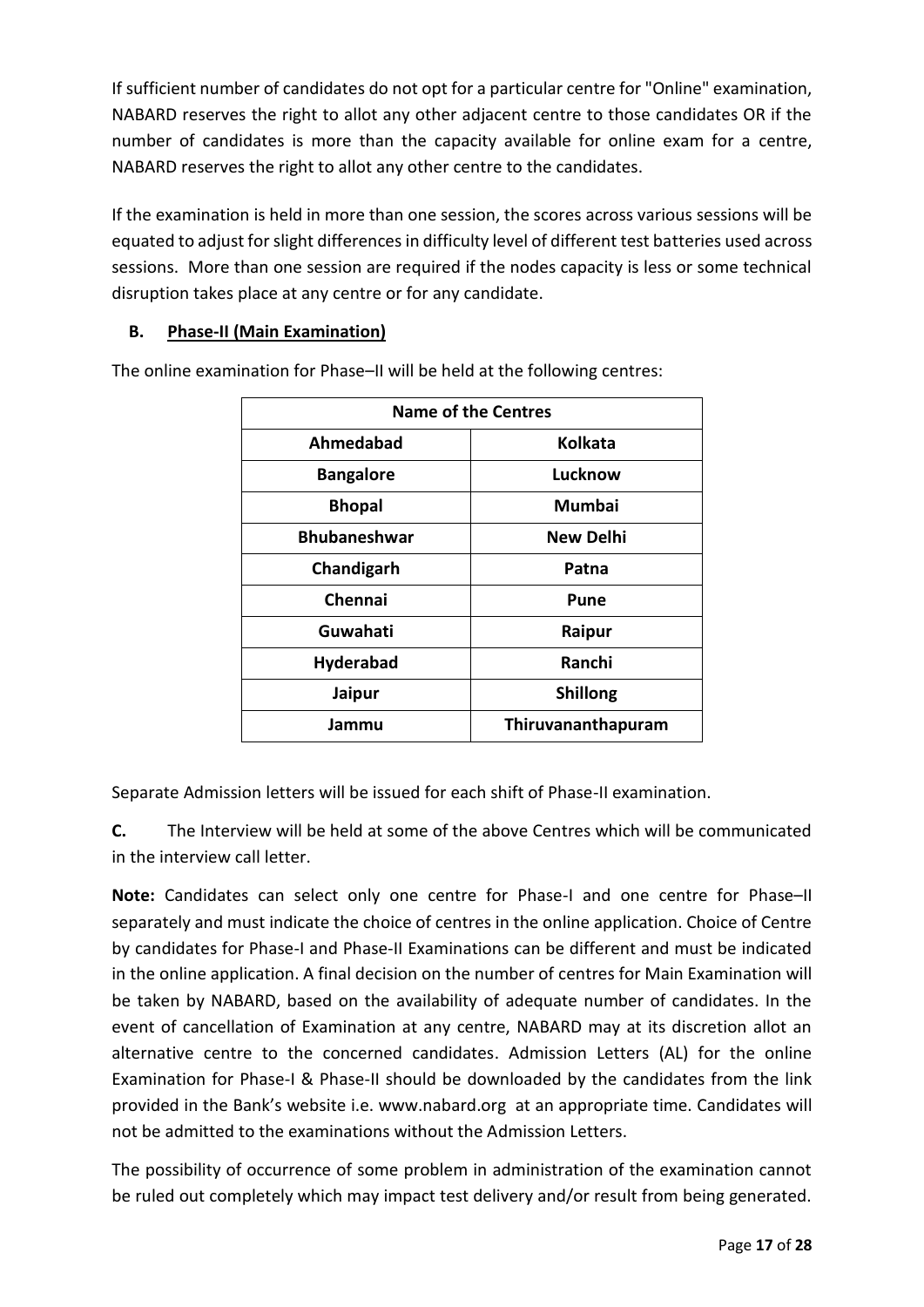If sufficient number of candidates do not opt for a particular centre for "Online" examination, NABARD reserves the right to allot any other adjacent centre to those candidates OR if the number of candidates is more than the capacity available for online exam for a centre, NABARD reserves the right to allot any other centre to the candidates.

If the examination is held in more than one session, the scores across various sessions will be equated to adjust for slight differences in difficulty level of different test batteries used across sessions. More than one session are required if the nodes capacity is less or some technical disruption takes place at any centre or for any candidate.

**B. Phase-II (Main Examination)**

The online examination for Phase–II will be held at the following centres:

| **Name of the Centres** | |
|---|---|
| **Ahmedabad** | **Kolkata** |
| **Bangalore** | **Lucknow** |
| **Bhopal** | **Mumbai** |
| **Bhubaneshwar** | **New Delhi** |
| **Chandigarh** | **Patna** |
| **Chennai** | **Pune** |
| **Guwahati** | **Raipur** |
| **Hyderabad** | **Ranchi** |
| **Jaipur** | **Shillong** |
| **Jammu** | **Thiruvananthapuram** |

Separate Admission letters will be issued for each shift of Phase-II examination.

**C.** The Interview will be held at some of the above Centres which will be communicated in the interview call letter.

**Note:** Candidates can select only one centre for Phase-I and one centre for Phase–II separately and must indicate the choice of centres in the online application. Choice of Centre by candidates for Phase-I and Phase-II Examinations can be different and must be indicated in the online application. A final decision on the number of centres for Main Examination will be taken by NABARD, based on the availability of adequate number of candidates. In the event of cancellation of Examination at any centre, NABARD may at its discretion allot an alternative centre to the concerned candidates. Admission Letters (AL) for the online Examination for Phase-I & Phase-II should be downloaded by the candidates from the link provided in the Bank's website i.e. www.nabard.org at an appropriate time. Candidates will not be admitted to the examinations without the Admission Letters.

The possibility of occurrence of some problem in administration of the examination cannot be ruled out completely which may impact test delivery and/or result from being generated.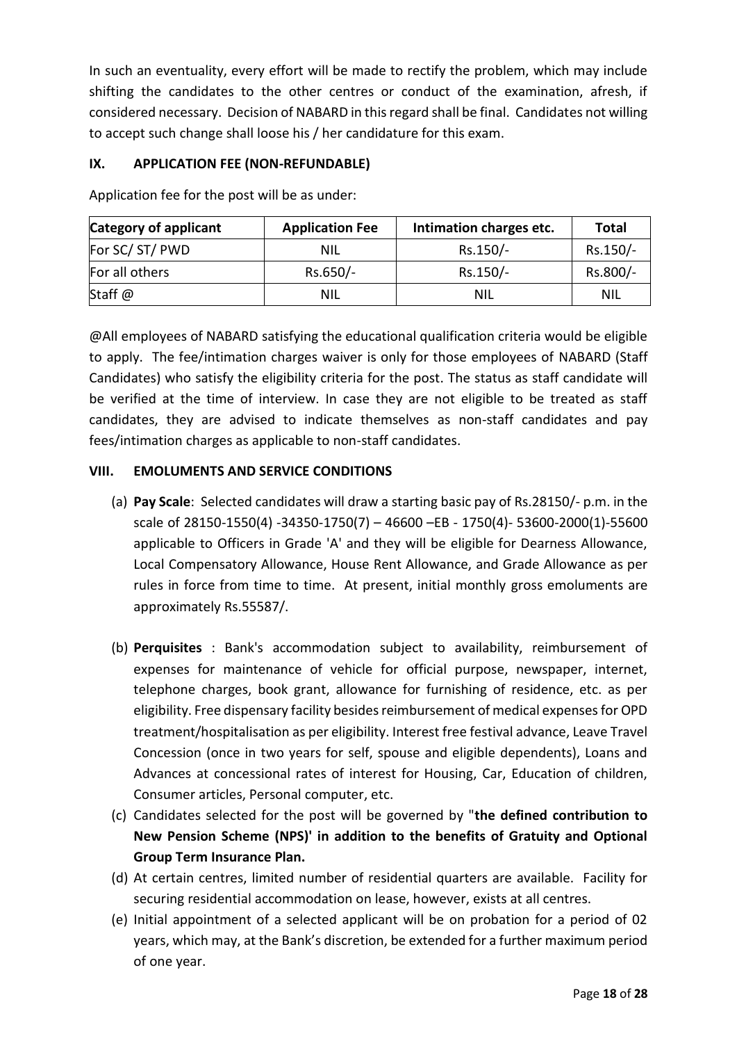In such an eventuality, every effort will be made to rectify the problem, which may include shifting the candidates to the other centres or conduct of the examination, afresh, if considered necessary. Decision of NABARD in this regard shall be final. Candidates not willing to accept such change shall loose his / her candidature for this exam.

## IX. APPLICATION FEE (NON-REFUNDABLE)

Application fee for the post will be as under:

| Category of applicant | Application Fee | Intimation charges etc. | Total |
|---|---|---|---|
| For SC/ ST/ PWD | NIL | Rs.150/- | Rs.150/- |
| For all others | Rs.650/- | Rs.150/- | Rs.800/- |
| Staff @ | NIL | NIL | NIL |

@All employees of NABARD satisfying the educational qualification criteria would be eligible to apply. The fee/intimation charges waiver is only for those employees of NABARD (Staff Candidates) who satisfy the eligibility criteria for the post. The status as staff candidate will be verified at the time of interview. In case they are not eligible to be treated as staff candidates, they are advised to indicate themselves as non-staff candidates and pay fees/intimation charges as applicable to non-staff candidates.

## VIII. EMOLUMENTS AND SERVICE CONDITIONS

(a) **Pay Scale**: Selected candidates will draw a starting basic pay of Rs.28150/- p.m. in the scale of 28150-1550(4) -34350-1750(7) – 46600 –EB - 1750(4)- 53600-2000(1)-55600 applicable to Officers in Grade 'A' and they will be eligible for Dearness Allowance, Local Compensatory Allowance, House Rent Allowance, and Grade Allowance as per rules in force from time to time. At present, initial monthly gross emoluments are approximately Rs.55587/.

(b) **Perquisites** : Bank's accommodation subject to availability, reimbursement of expenses for maintenance of vehicle for official purpose, newspaper, internet, telephone charges, book grant, allowance for furnishing of residence, etc. as per eligibility. Free dispensary facility besides reimbursement of medical expenses for OPD treatment/hospitalisation as per eligibility. Interest free festival advance, Leave Travel Concession (once in two years for self, spouse and eligible dependents), Loans and Advances at concessional rates of interest for Housing, Car, Education of children, Consumer articles, Personal computer, etc.

(c) Candidates selected for the post will be governed by "**the defined contribution to New Pension Scheme (NPS)' in addition to the benefits of Gratuity and Optional Group Term Insurance Plan.**

(d) At certain centres, limited number of residential quarters are available. Facility for securing residential accommodation on lease, however, exists at all centres.

(e) Initial appointment of a selected applicant will be on probation for a period of 02 years, which may, at the Bank's discretion, be extended for a further maximum period of one year.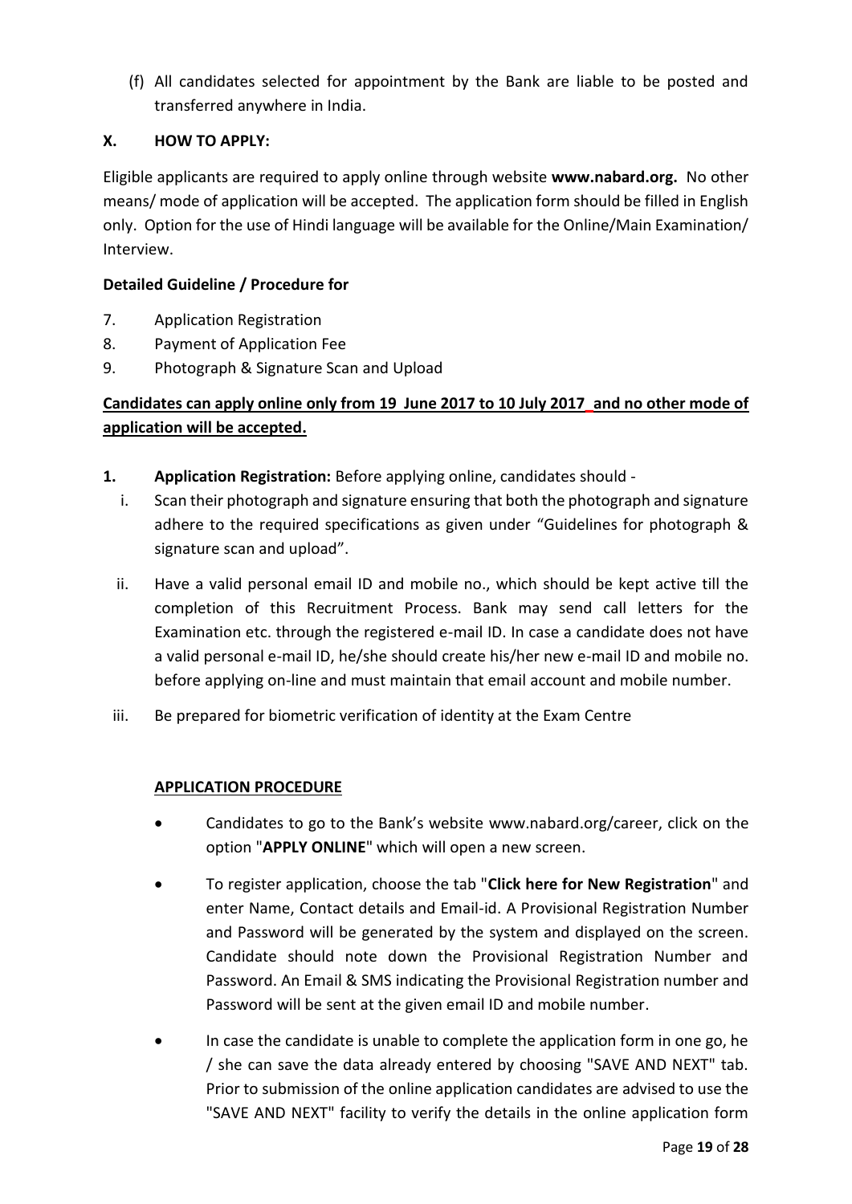(f) All candidates selected for appointment by the Bank are liable to be posted and transferred anywhere in India.

## X. HOW TO APPLY:

Eligible applicants are required to apply online through website **www.nabard.org.** No other means/ mode of application will be accepted. The application form should be filled in English only. Option for the use of Hindi language will be available for the Online/Main Examination/ Interview.

**Detailed Guideline / Procedure for**

7. Application Registration
8. Payment of Application Fee
9. Photograph & Signature Scan and Upload

**<u>Candidates can apply online only from 19 June 2017 to 10 July 2017 and no other mode of application will be accepted.</u>**

**1. Application Registration:** Before applying online, candidates should -

i. Scan their photograph and signature ensuring that both the photograph and signature adhere to the required specifications as given under "Guidelines for photograph & signature scan and upload".

ii. Have a valid personal email ID and mobile no., which should be kept active till the completion of this Recruitment Process. Bank may send call letters for the Examination etc. through the registered e-mail ID. In case a candidate does not have a valid personal e-mail ID, he/she should create his/her new e-mail ID and mobile no. before applying on-line and must maintain that email account and mobile number.

iii. Be prepared for biometric verification of identity at the Exam Centre

**<u>APPLICATION PROCEDURE</u>**

- Candidates to go to the Bank's website www.nabard.org/career, click on the option "**APPLY ONLINE**" which will open a new screen.
- To register application, choose the tab "**Click here for New Registration**" and enter Name, Contact details and Email-id. A Provisional Registration Number and Password will be generated by the system and displayed on the screen. Candidate should note down the Provisional Registration Number and Password. An Email & SMS indicating the Provisional Registration number and Password will be sent at the given email ID and mobile number.
- In case the candidate is unable to complete the application form in one go, he / she can save the data already entered by choosing "SAVE AND NEXT" tab. Prior to submission of the online application candidates are advised to use the "SAVE AND NEXT" facility to verify the details in the online application form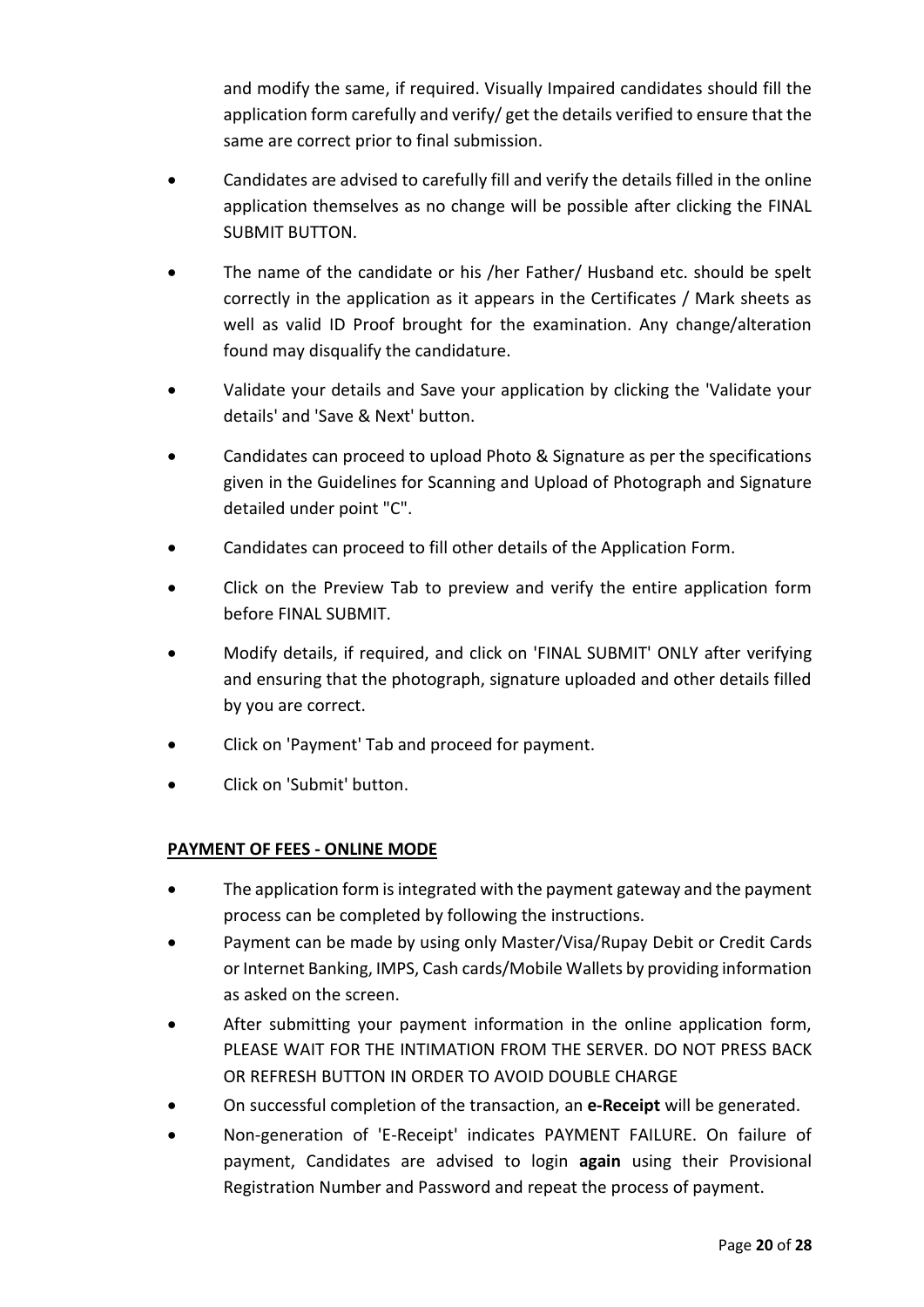and modify the same, if required. Visually Impaired candidates should fill the application form carefully and verify/ get the details verified to ensure that the same are correct prior to final submission.

- Candidates are advised to carefully fill and verify the details filled in the online application themselves as no change will be possible after clicking the FINAL SUBMIT BUTTON.
- The name of the candidate or his /her Father/ Husband etc. should be spelt correctly in the application as it appears in the Certificates / Mark sheets as well as valid ID Proof brought for the examination. Any change/alteration found may disqualify the candidature.
- Validate your details and Save your application by clicking the 'Validate your details' and 'Save & Next' button.
- Candidates can proceed to upload Photo & Signature as per the specifications given in the Guidelines for Scanning and Upload of Photograph and Signature detailed under point "C".
- Candidates can proceed to fill other details of the Application Form.
- Click on the Preview Tab to preview and verify the entire application form before FINAL SUBMIT.
- Modify details, if required, and click on 'FINAL SUBMIT' ONLY after verifying and ensuring that the photograph, signature uploaded and other details filled by you are correct.
- Click on 'Payment' Tab and proceed for payment.
- Click on 'Submit' button.

**PAYMENT OF FEES - ONLINE MODE**

- The application form is integrated with the payment gateway and the payment process can be completed by following the instructions.
- Payment can be made by using only Master/Visa/Rupay Debit or Credit Cards or Internet Banking, IMPS, Cash cards/Mobile Wallets by providing information as asked on the screen.
- After submitting your payment information in the online application form, PLEASE WAIT FOR THE INTIMATION FROM THE SERVER. DO NOT PRESS BACK OR REFRESH BUTTON IN ORDER TO AVOID DOUBLE CHARGE
- On successful completion of the transaction, an **e-Receipt** will be generated.
- Non-generation of 'E-Receipt' indicates PAYMENT FAILURE. On failure of payment, Candidates are advised to login **again** using their Provisional Registration Number and Password and repeat the process of payment.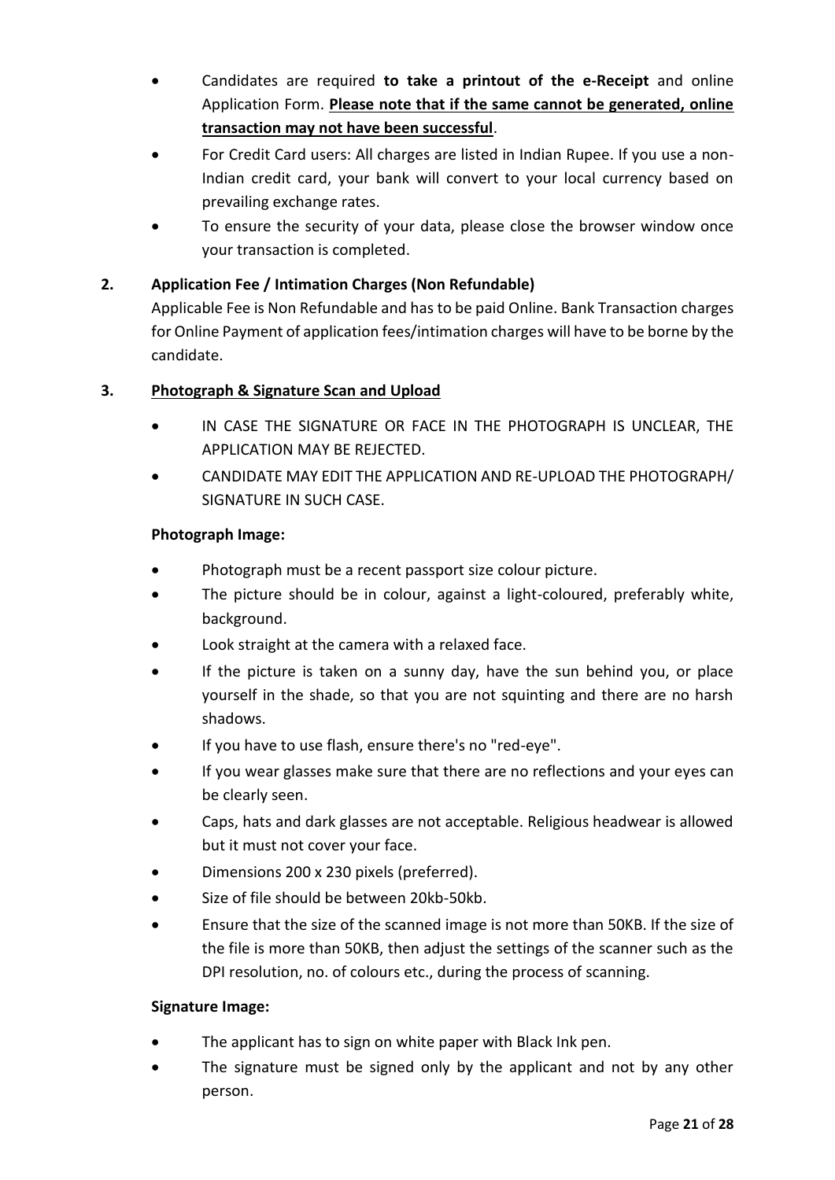- Candidates are required **to take a printout of the e-Receipt** and online Application Form. **<u>Please note that if the same cannot be generated, online transaction may not have been successful</u>**.
- For Credit Card users: All charges are listed in Indian Rupee. If you use a non-Indian credit card, your bank will convert to your local currency based on prevailing exchange rates.
- To ensure the security of your data, please close the browser window once your transaction is completed.

**2. Application Fee / Intimation Charges (Non Refundable)**

Applicable Fee is Non Refundable and has to be paid Online. Bank Transaction charges for Online Payment of application fees/intimation charges will have to be borne by the candidate.

**3. <u>Photograph & Signature Scan and Upload</u>**

- IN CASE THE SIGNATURE OR FACE IN THE PHOTOGRAPH IS UNCLEAR, THE APPLICATION MAY BE REJECTED.
- CANDIDATE MAY EDIT THE APPLICATION AND RE-UPLOAD THE PHOTOGRAPH/ SIGNATURE IN SUCH CASE.

**Photograph Image:**

- Photograph must be a recent passport size colour picture.
- The picture should be in colour, against a light-coloured, preferably white, background.
- Look straight at the camera with a relaxed face.
- If the picture is taken on a sunny day, have the sun behind you, or place yourself in the shade, so that you are not squinting and there are no harsh shadows.
- If you have to use flash, ensure there's no "red-eye".
- If you wear glasses make sure that there are no reflections and your eyes can be clearly seen.
- Caps, hats and dark glasses are not acceptable. Religious headwear is allowed but it must not cover your face.
- Dimensions 200 x 230 pixels (preferred).
- Size of file should be between 20kb-50kb.
- Ensure that the size of the scanned image is not more than 50KB. If the size of the file is more than 50KB, then adjust the settings of the scanner such as the DPI resolution, no. of colours etc., during the process of scanning.

**Signature Image:**

- The applicant has to sign on white paper with Black Ink pen.
- The signature must be signed only by the applicant and not by any other person.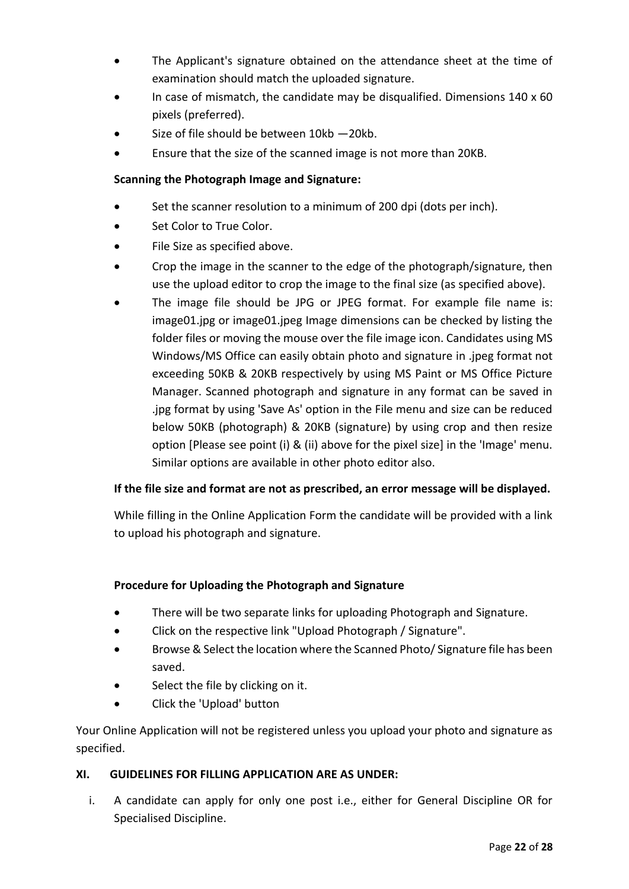- The Applicant's signature obtained on the attendance sheet at the time of examination should match the uploaded signature.
- In case of mismatch, the candidate may be disqualified. Dimensions 140 x 60 pixels (preferred).
- Size of file should be between 10kb —20kb.
- Ensure that the size of the scanned image is not more than 20KB.

**Scanning the Photograph Image and Signature:**

- Set the scanner resolution to a minimum of 200 dpi (dots per inch).
- Set Color to True Color.
- File Size as specified above.
- Crop the image in the scanner to the edge of the photograph/signature, then use the upload editor to crop the image to the final size (as specified above).
- The image file should be JPG or JPEG format. For example file name is: image01.jpg or image01.jpeg Image dimensions can be checked by listing the folder files or moving the mouse over the file image icon. Candidates using MS Windows/MS Office can easily obtain photo and signature in .jpeg format not exceeding 50KB & 20KB respectively by using MS Paint or MS Office Picture Manager. Scanned photograph and signature in any format can be saved in .jpg format by using 'Save As' option in the File menu and size can be reduced below 50KB (photograph) & 20KB (signature) by using crop and then resize option [Please see point (i) & (ii) above for the pixel size] in the 'Image' menu. Similar options are available in other photo editor also.

**If the file size and format are not as prescribed, an error message will be displayed.**

While filling in the Online Application Form the candidate will be provided with a link to upload his photograph and signature.

**Procedure for Uploading the Photograph and Signature**

- There will be two separate links for uploading Photograph and Signature.
- Click on the respective link "Upload Photograph / Signature".
- Browse & Select the location where the Scanned Photo/ Signature file has been saved.
- Select the file by clicking on it.
- Click the 'Upload' button

Your Online Application will not be registered unless you upload your photo and signature as specified.

**XI. GUIDELINES FOR FILLING APPLICATION ARE AS UNDER:**

i. A candidate can apply for only one post i.e., either for General Discipline OR for Specialised Discipline.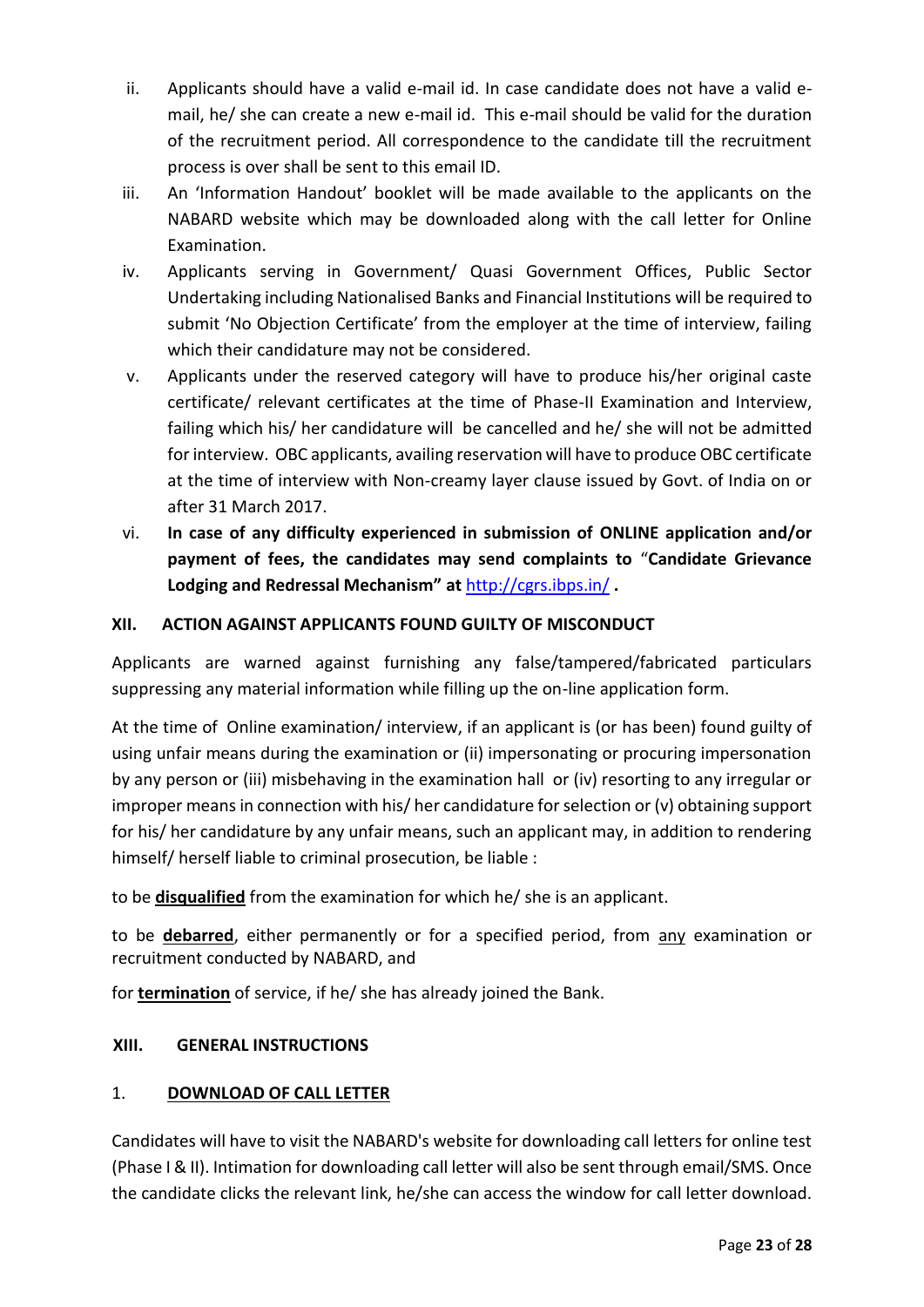ii. Applicants should have a valid e-mail id. In case candidate does not have a valid e-mail, he/ she can create a new e-mail id. This e-mail should be valid for the duration of the recruitment period. All correspondence to the candidate till the recruitment process is over shall be sent to this email ID.

iii. An 'Information Handout' booklet will be made available to the applicants on the NABARD website which may be downloaded along with the call letter for Online Examination.

iv. Applicants serving in Government/ Quasi Government Offices, Public Sector Undertaking including Nationalised Banks and Financial Institutions will be required to submit 'No Objection Certificate' from the employer at the time of interview, failing which their candidature may not be considered.

v. Applicants under the reserved category will have to produce his/her original caste certificate/ relevant certificates at the time of Phase-II Examination and Interview, failing which his/ her candidature will be cancelled and he/ she will not be admitted for interview. OBC applicants, availing reservation will have to produce OBC certificate at the time of interview with Non-creamy layer clause issued by Govt. of India on or after 31 March 2017.

vi. **In case of any difficulty experienced in submission of ONLINE application and/or payment of fees, the candidates may send complaints to "Candidate Grievance Lodging and Redressal Mechanism" at** http://cgrs.ibps.in/ **.**

## XII. ACTION AGAINST APPLICANTS FOUND GUILTY OF MISCONDUCT

Applicants are warned against furnishing any false/tampered/fabricated particulars suppressing any material information while filling up the on-line application form.

At the time of Online examination/ interview, if an applicant is (or has been) found guilty of using unfair means during the examination or (ii) impersonating or procuring impersonation by any person or (iii) misbehaving in the examination hall or (iv) resorting to any irregular or improper means in connection with his/ her candidature for selection or (v) obtaining support for his/ her candidature by any unfair means, such an applicant may, in addition to rendering himself/ herself liable to criminal prosecution, be liable :

to be **disqualified** from the examination for which he/ she is an applicant.

to be **debarred**, either permanently or for a specified period, from any examination or recruitment conducted by NABARD, and

for **termination** of service, if he/ she has already joined the Bank.

## XIII. GENERAL INSTRUCTIONS

### 1. DOWNLOAD OF CALL LETTER

Candidates will have to visit the NABARD's website for downloading call letters for online test (Phase I & II). Intimation for downloading call letter will also be sent through email/SMS. Once the candidate clicks the relevant link, he/she can access the window for call letter download.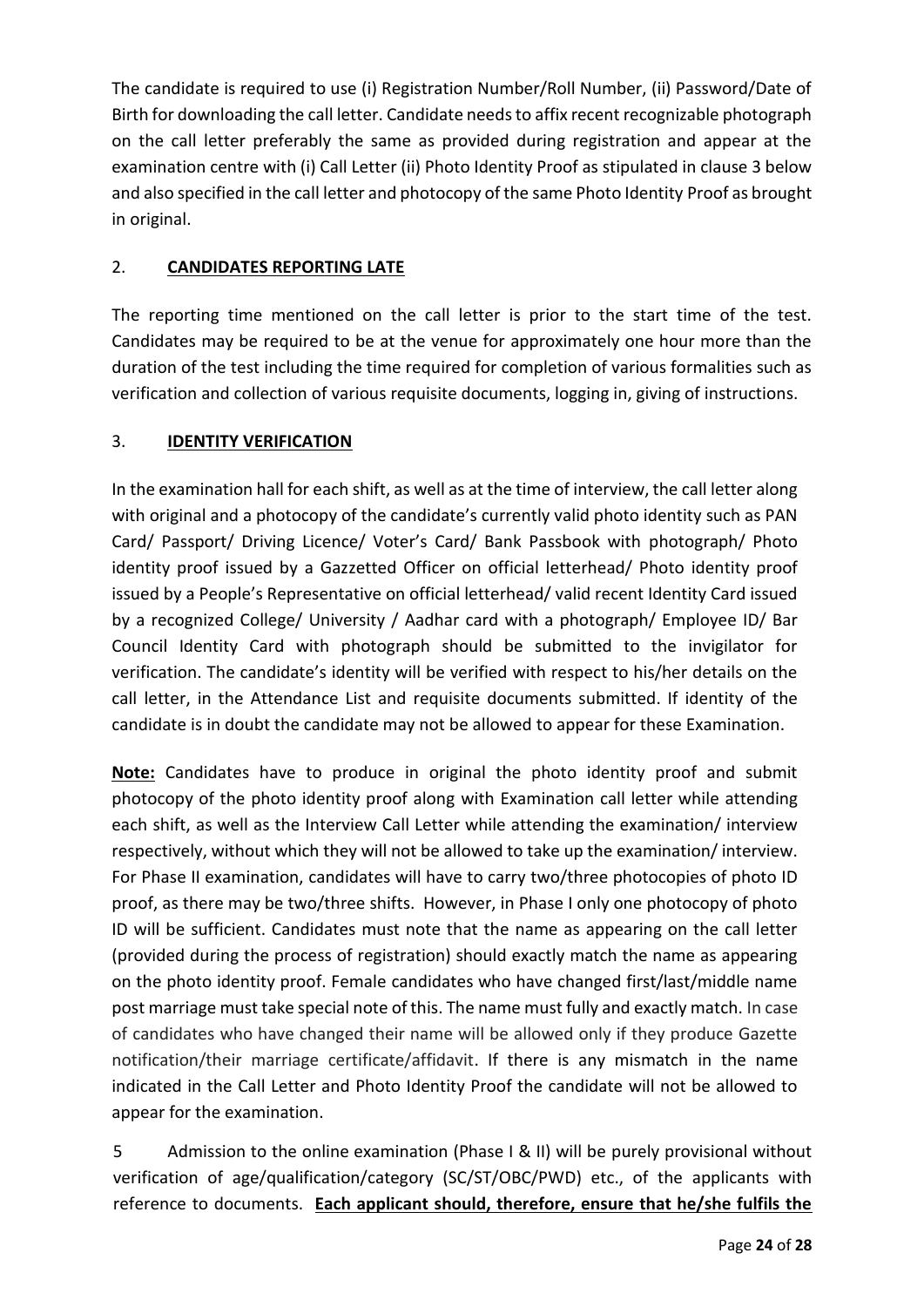The candidate is required to use (i) Registration Number/Roll Number, (ii) Password/Date of Birth for downloading the call letter. Candidate needs to affix recent recognizable photograph on the call letter preferably the same as provided during registration and appear at the examination centre with (i) Call Letter (ii) Photo Identity Proof as stipulated in clause 3 below and also specified in the call letter and photocopy of the same Photo Identity Proof as brought in original.

2. **CANDIDATES REPORTING LATE**

The reporting time mentioned on the call letter is prior to the start time of the test. Candidates may be required to be at the venue for approximately one hour more than the duration of the test including the time required for completion of various formalities such as verification and collection of various requisite documents, logging in, giving of instructions.

3. **IDENTITY VERIFICATION**

In the examination hall for each shift, as well as at the time of interview, the call letter along with original and a photocopy of the candidate's currently valid photo identity such as PAN Card/ Passport/ Driving Licence/ Voter's Card/ Bank Passbook with photograph/ Photo identity proof issued by a Gazzetted Officer on official letterhead/ Photo identity proof issued by a People's Representative on official letterhead/ valid recent Identity Card issued by a recognized College/ University / Aadhar card with a photograph/ Employee ID/ Bar Council Identity Card with photograph should be submitted to the invigilator for verification. The candidate's identity will be verified with respect to his/her details on the call letter, in the Attendance List and requisite documents submitted. If identity of the candidate is in doubt the candidate may not be allowed to appear for these Examination.

**Note:** Candidates have to produce in original the photo identity proof and submit photocopy of the photo identity proof along with Examination call letter while attending each shift, as well as the Interview Call Letter while attending the examination/ interview respectively, without which they will not be allowed to take up the examination/ interview. For Phase II examination, candidates will have to carry two/three photocopies of photo ID proof, as there may be two/three shifts. However, in Phase I only one photocopy of photo ID will be sufficient. Candidates must note that the name as appearing on the call letter (provided during the process of registration) should exactly match the name as appearing on the photo identity proof. Female candidates who have changed first/last/middle name post marriage must take special note of this. The name must fully and exactly match. In case of candidates who have changed their name will be allowed only if they produce Gazette notification/their marriage certificate/affidavit. If there is any mismatch in the name indicated in the Call Letter and Photo Identity Proof the candidate will not be allowed to appear for the examination.

5 Admission to the online examination (Phase I & II) will be purely provisional without verification of age/qualification/category (SC/ST/OBC/PWD) etc., of the applicants with reference to documents. **Each applicant should, therefore, ensure that he/she fulfils the**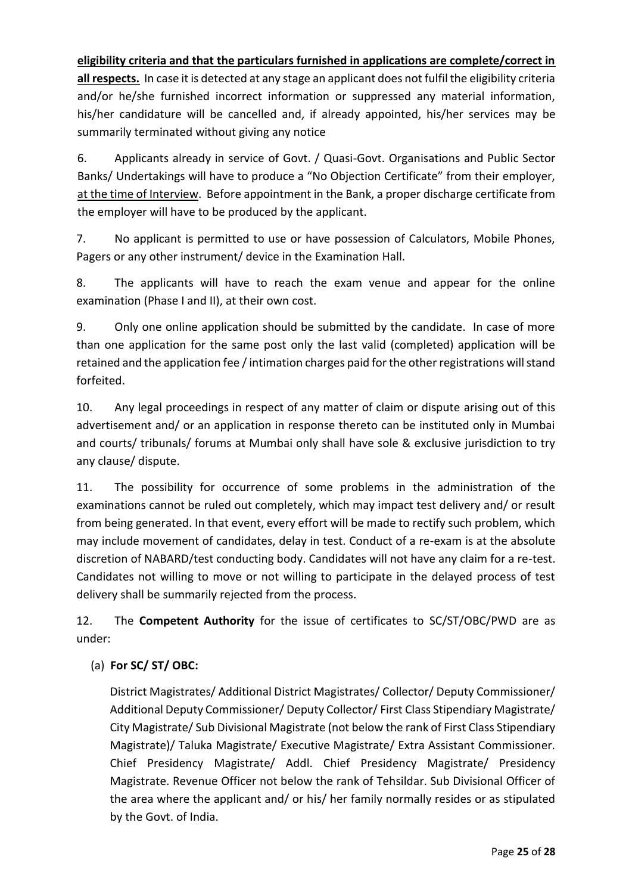**eligibility criteria and that the particulars furnished in applications are complete/correct in all respects.** In case it is detected at any stage an applicant does not fulfil the eligibility criteria and/or he/she furnished incorrect information or suppressed any material information, his/her candidature will be cancelled and, if already appointed, his/her services may be summarily terminated without giving any notice

6. Applicants already in service of Govt. / Quasi-Govt. Organisations and Public Sector Banks/ Undertakings will have to produce a "No Objection Certificate" from their employer, at the time of Interview. Before appointment in the Bank, a proper discharge certificate from the employer will have to be produced by the applicant.

7. No applicant is permitted to use or have possession of Calculators, Mobile Phones, Pagers or any other instrument/ device in the Examination Hall.

8. The applicants will have to reach the exam venue and appear for the online examination (Phase I and II), at their own cost.

9. Only one online application should be submitted by the candidate. In case of more than one application for the same post only the last valid (completed) application will be retained and the application fee / intimation charges paid for the other registrations will stand forfeited.

10. Any legal proceedings in respect of any matter of claim or dispute arising out of this advertisement and/ or an application in response thereto can be instituted only in Mumbai and courts/ tribunals/ forums at Mumbai only shall have sole & exclusive jurisdiction to try any clause/ dispute.

11. The possibility for occurrence of some problems in the administration of the examinations cannot be ruled out completely, which may impact test delivery and/ or result from being generated. In that event, every effort will be made to rectify such problem, which may include movement of candidates, delay in test. Conduct of a re-exam is at the absolute discretion of NABARD/test conducting body. Candidates will not have any claim for a re-test. Candidates not willing to move or not willing to participate in the delayed process of test delivery shall be summarily rejected from the process.

12. The **Competent Authority** for the issue of certificates to SC/ST/OBC/PWD are as under:

(a) **For SC/ ST/ OBC:**

District Magistrates/ Additional District Magistrates/ Collector/ Deputy Commissioner/ Additional Deputy Commissioner/ Deputy Collector/ First Class Stipendiary Magistrate/ City Magistrate/ Sub Divisional Magistrate (not below the rank of First Class Stipendiary Magistrate)/ Taluka Magistrate/ Executive Magistrate/ Extra Assistant Commissioner. Chief Presidency Magistrate/ Addl. Chief Presidency Magistrate/ Presidency Magistrate. Revenue Officer not below the rank of Tehsildar. Sub Divisional Officer of the area where the applicant and/ or his/ her family normally resides or as stipulated by the Govt. of India.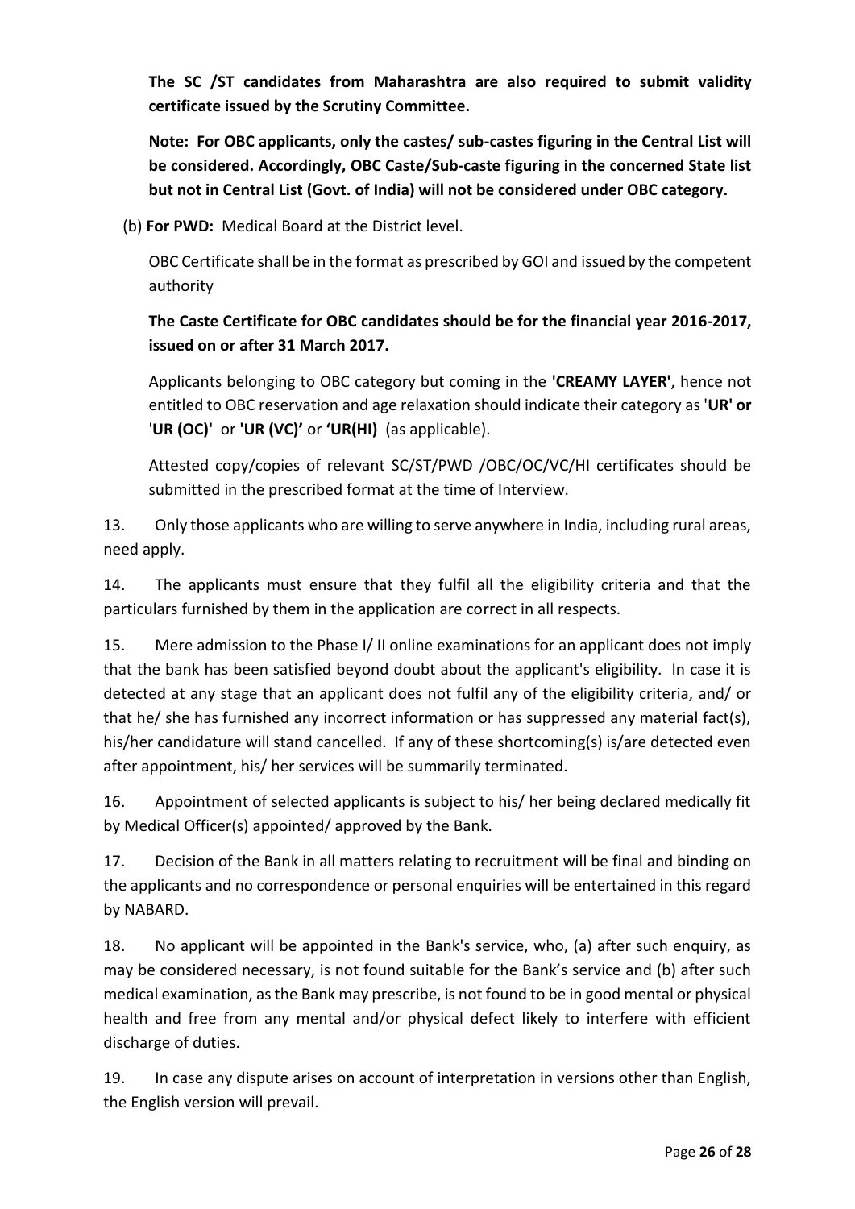**The SC /ST candidates from Maharashtra are also required to submit validity certificate issued by the Scrutiny Committee.**

**Note: For OBC applicants, only the castes/ sub-castes figuring in the Central List will be considered. Accordingly, OBC Caste/Sub-caste figuring in the concerned State list but not in Central List (Govt. of India) will not be considered under OBC category.**

(b) **For PWD:** Medical Board at the District level.

OBC Certificate shall be in the format as prescribed by GOI and issued by the competent authority

**The Caste Certificate for OBC candidates should be for the financial year 2016-2017, issued on or after 31 March 2017.**

Applicants belonging to OBC category but coming in the **'CREAMY LAYER'**, hence not entitled to OBC reservation and age relaxation should indicate their category as '**UR' or** '**UR (OC)'** or **'UR (VC)'** or **'UR(HI)** (as applicable).

Attested copy/copies of relevant SC/ST/PWD /OBC/OC/VC/HI certificates should be submitted in the prescribed format at the time of Interview.

13. Only those applicants who are willing to serve anywhere in India, including rural areas, need apply.

14. The applicants must ensure that they fulfil all the eligibility criteria and that the particulars furnished by them in the application are correct in all respects.

15. Mere admission to the Phase I/ II online examinations for an applicant does not imply that the bank has been satisfied beyond doubt about the applicant's eligibility. In case it is detected at any stage that an applicant does not fulfil any of the eligibility criteria, and/ or that he/ she has furnished any incorrect information or has suppressed any material fact(s), his/her candidature will stand cancelled. If any of these shortcoming(s) is/are detected even after appointment, his/ her services will be summarily terminated.

16. Appointment of selected applicants is subject to his/ her being declared medically fit by Medical Officer(s) appointed/ approved by the Bank.

17. Decision of the Bank in all matters relating to recruitment will be final and binding on the applicants and no correspondence or personal enquiries will be entertained in this regard by NABARD.

18. No applicant will be appointed in the Bank's service, who, (a) after such enquiry, as may be considered necessary, is not found suitable for the Bank's service and (b) after such medical examination, as the Bank may prescribe, is not found to be in good mental or physical health and free from any mental and/or physical defect likely to interfere with efficient discharge of duties.

19. In case any dispute arises on account of interpretation in versions other than English, the English version will prevail.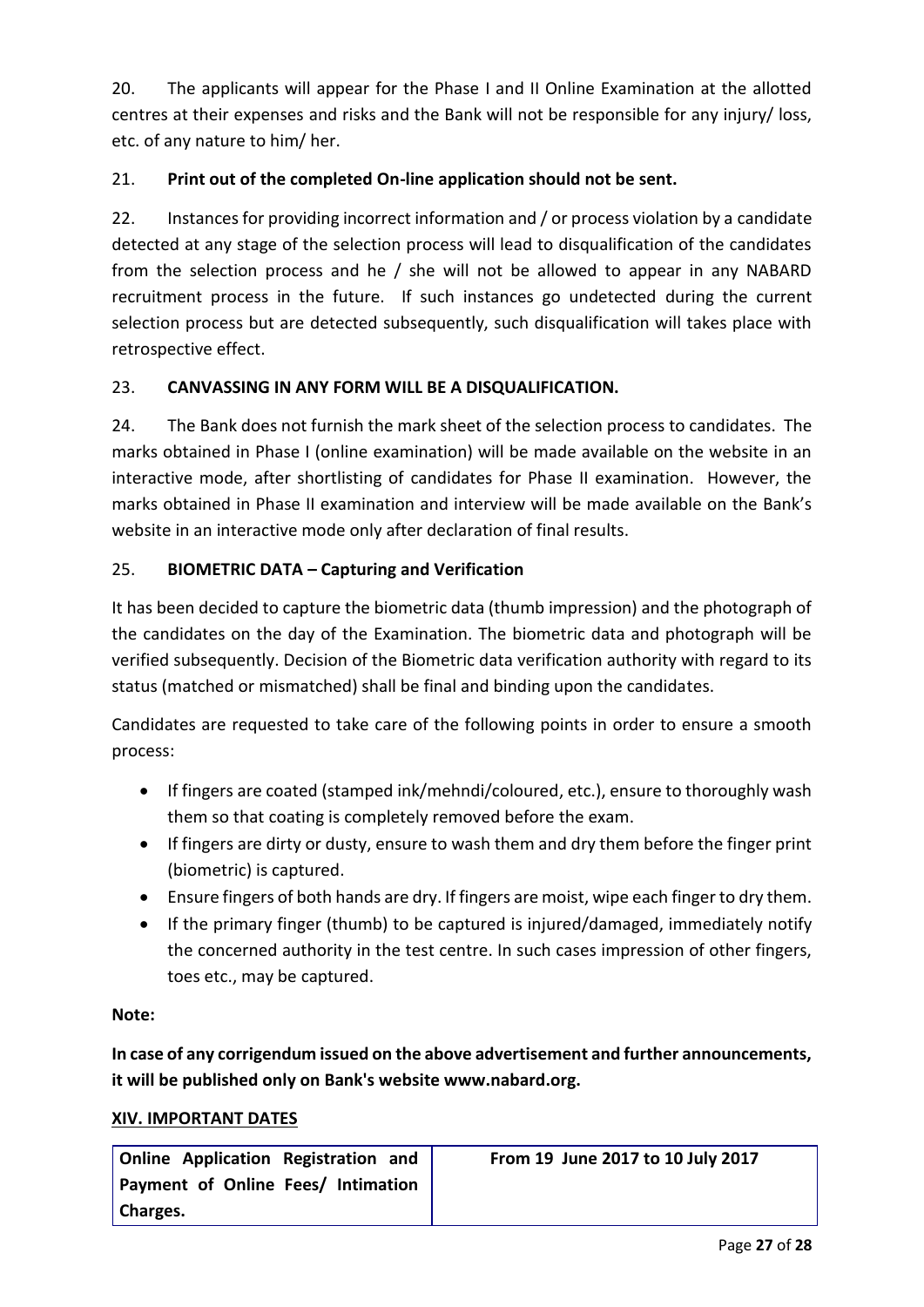20. The applicants will appear for the Phase I and II Online Examination at the allotted centres at their expenses and risks and the Bank will not be responsible for any injury/ loss, etc. of any nature to him/ her.

21. **Print out of the completed On-line application should not be sent.**

22. Instances for providing incorrect information and / or process violation by a candidate detected at any stage of the selection process will lead to disqualification of the candidates from the selection process and he / she will not be allowed to appear in any NABARD recruitment process in the future. If such instances go undetected during the current selection process but are detected subsequently, such disqualification will takes place with retrospective effect.

23. **CANVASSING IN ANY FORM WILL BE A DISQUALIFICATION.**

24. The Bank does not furnish the mark sheet of the selection process to candidates. The marks obtained in Phase I (online examination) will be made available on the website in an interactive mode, after shortlisting of candidates for Phase II examination. However, the marks obtained in Phase II examination and interview will be made available on the Bank's website in an interactive mode only after declaration of final results.

25. **BIOMETRIC DATA – Capturing and Verification**

It has been decided to capture the biometric data (thumb impression) and the photograph of the candidates on the day of the Examination. The biometric data and photograph will be verified subsequently. Decision of the Biometric data verification authority with regard to its status (matched or mismatched) shall be final and binding upon the candidates.

Candidates are requested to take care of the following points in order to ensure a smooth process:

- If fingers are coated (stamped ink/mehndi/coloured, etc.), ensure to thoroughly wash them so that coating is completely removed before the exam.
- If fingers are dirty or dusty, ensure to wash them and dry them before the finger print (biometric) is captured.
- Ensure fingers of both hands are dry. If fingers are moist, wipe each finger to dry them.
- If the primary finger (thumb) to be captured is injured/damaged, immediately notify the concerned authority in the test centre. In such cases impression of other fingers, toes etc., may be captured.

**Note:**

**In case of any corrigendum issued on the above advertisement and further announcements, it will be published only on Bank's website www.nabard.org.**

## XIV. IMPORTANT DATES

| | |
|---|---|
| **Online Application Registration and Payment of Online Fees/ Intimation Charges.** | **From 19 June 2017 to 10 July 2017** |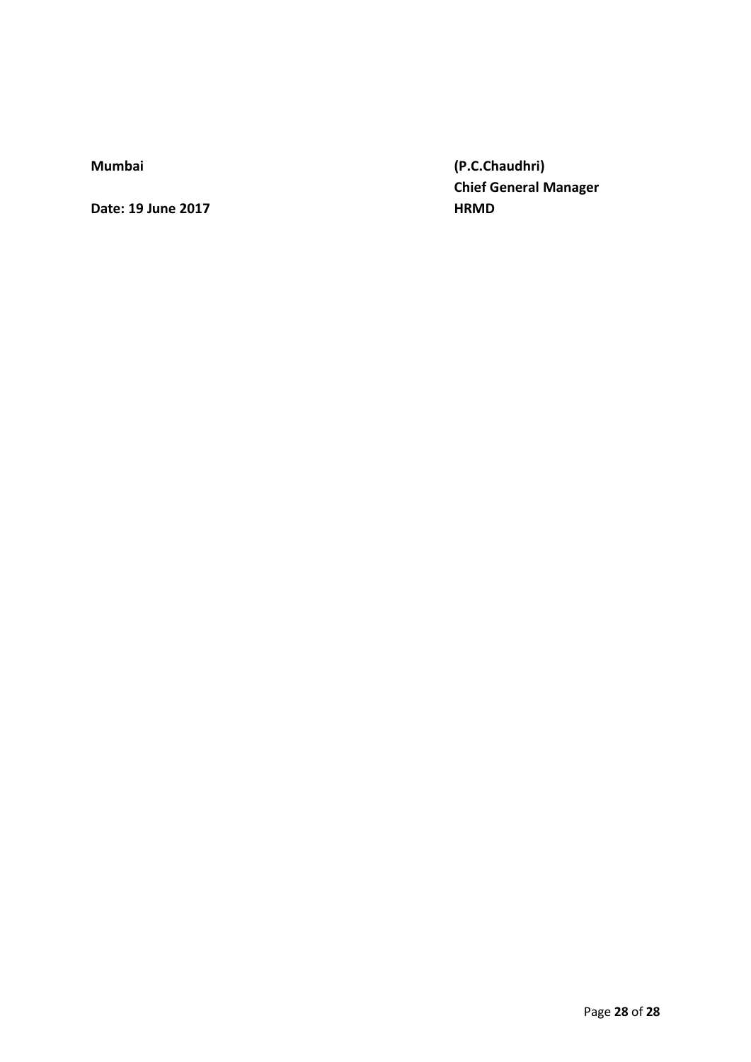**Mumbai**

**Date: 19 June 2017**

**(P.C.Chaudhri)**
**Chief General Manager**
**HRMD**